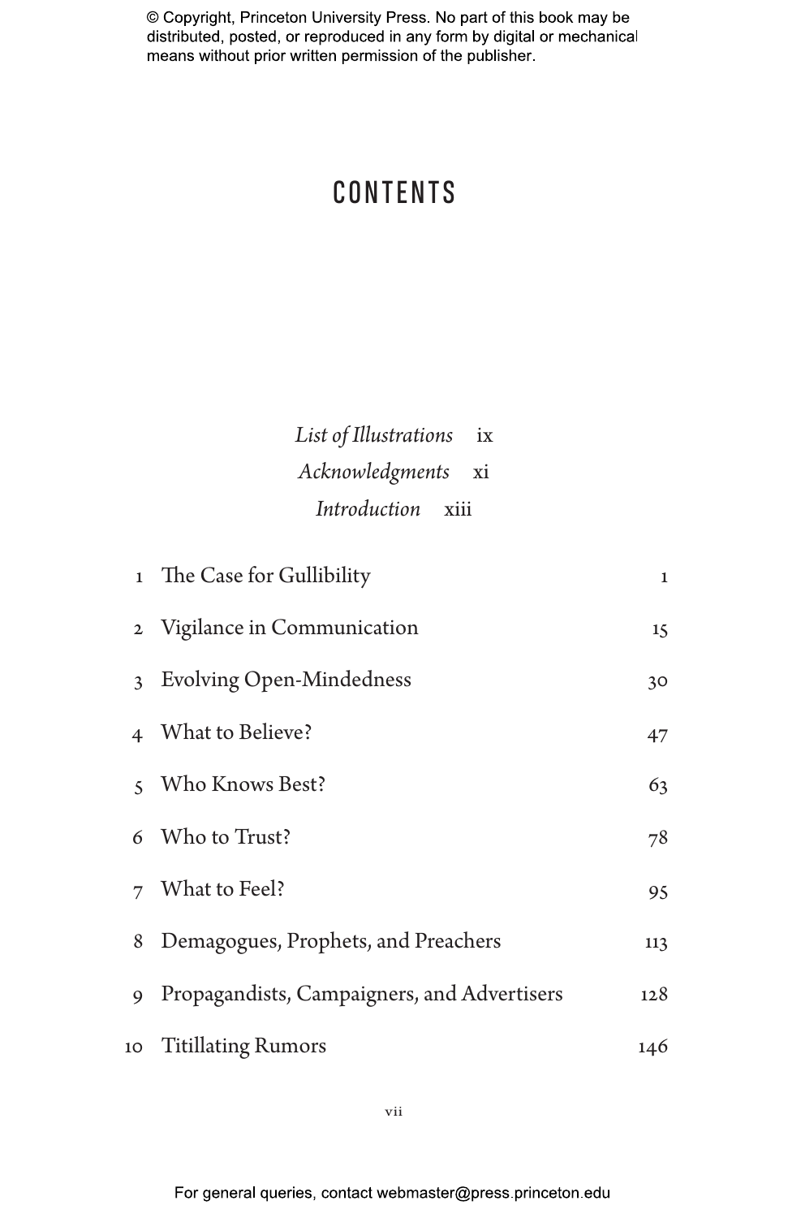# CONTENTS

*List of Illustrations* ix

*Acknowledgments* xi

*Introduction* xiii

| | | |
|---|---|---|
| 1 | The Case for Gullibility | 1 |
| 2 | Vigilance in Communication | 15 |
| 3 | Evolving Open-Mindedness | 30 |
| 4 | What to Believe? | 47 |
| 5 | Who Knows Best? | 63 |
| 6 | Who to Trust? | 78 |
| 7 | What to Feel? | 95 |
| 8 | Demagogues, Prophets, and Preachers | 113 |
| 9 | Propagandists, Campaigners, and Advertisers | 128 |
| 10 | Titillating Rumors | 146 |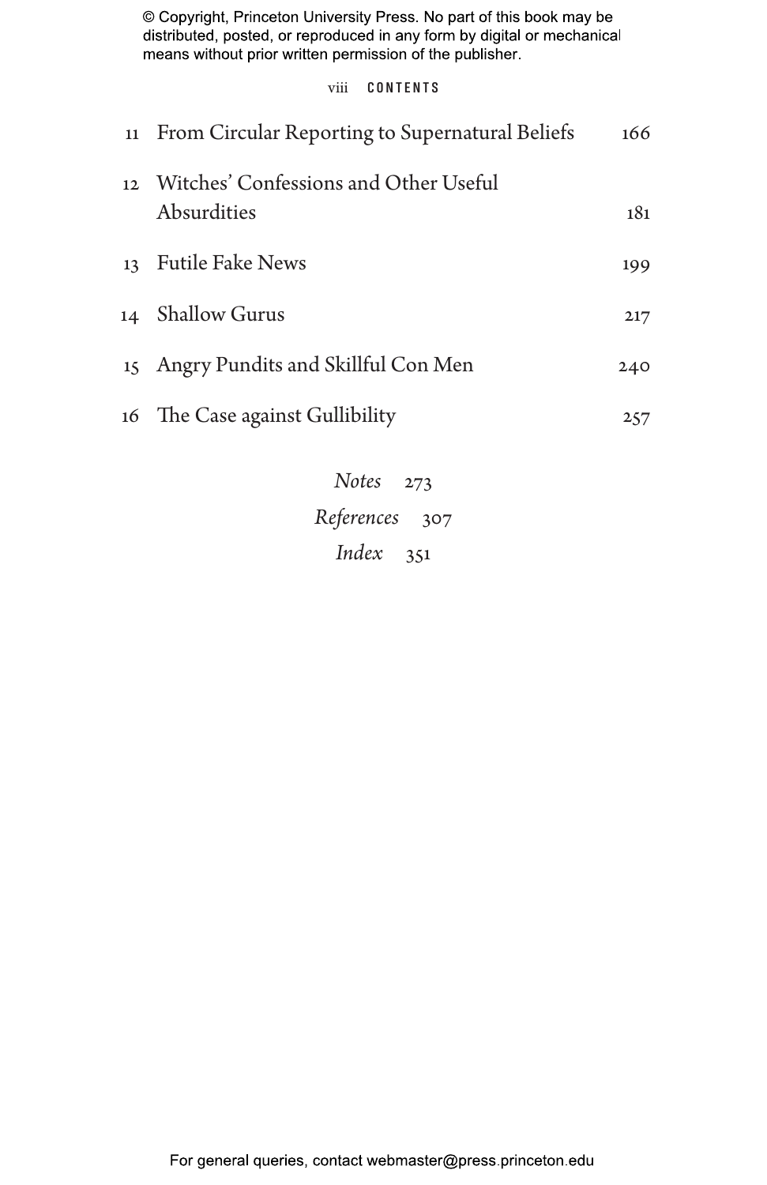| | | |
|---|---|---|
| 11 | From Circular Reporting to Supernatural Beliefs | 166 |
| 12 | Witches' Confessions and Other Useful Absurdities | 181 |
| 13 | Futile Fake News | 199 |
| 14 | Shallow Gurus | 217 |
| 15 | Angry Pundits and Skillful Con Men | 240 |
| 16 | The Case against Gullibility | 257 |

*Notes* 273

*References* 307

*Index* 351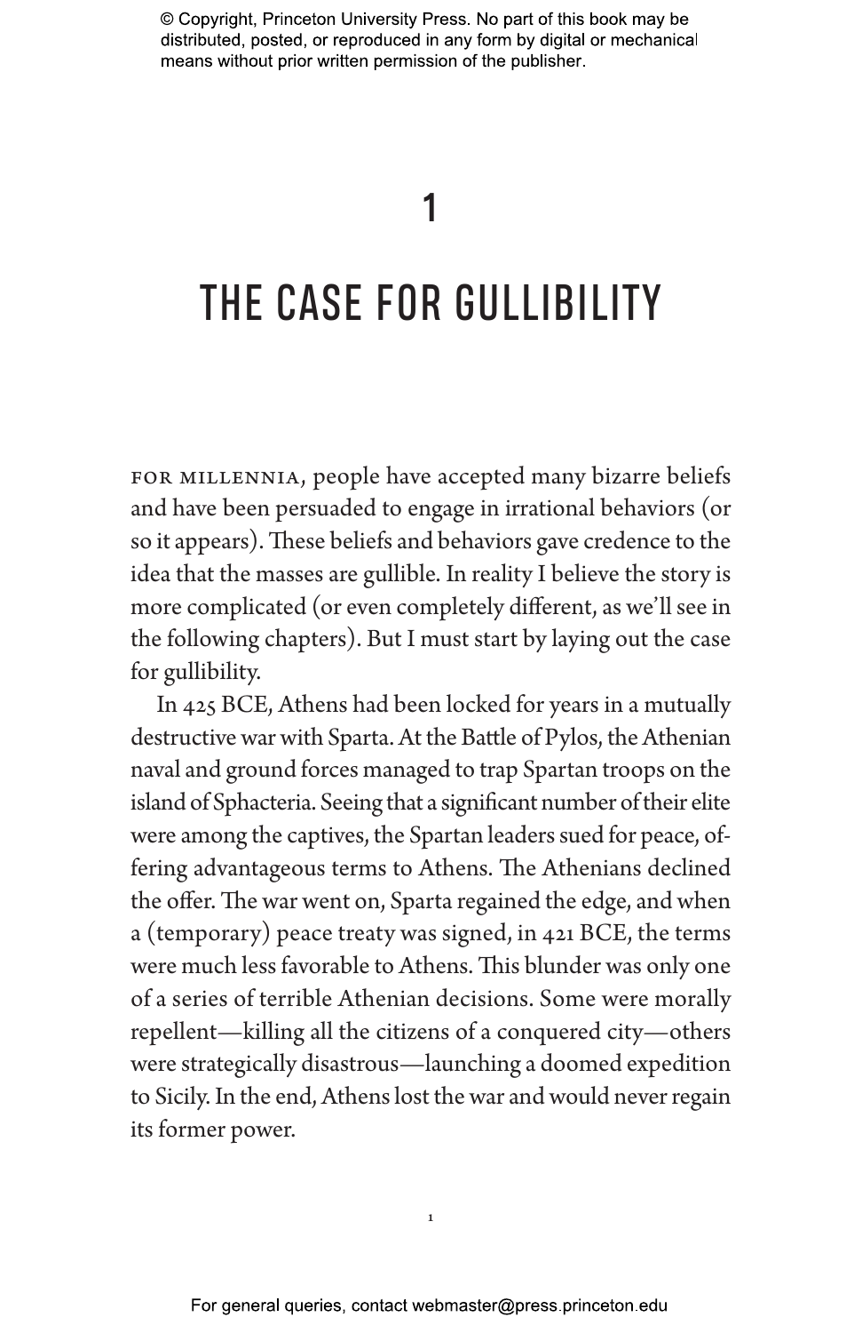# 1

# THE CASE FOR GULLIBILITY

FOR MILLENNIA, people have accepted many bizarre beliefs and have been persuaded to engage in irrational behaviors (or so it appears). These beliefs and behaviors gave credence to the idea that the masses are gullible. In reality I believe the story is more complicated (or even completely different, as we'll see in the following chapters). But I must start by laying out the case for gullibility.

In 425 BCE, Athens had been locked for years in a mutually destructive war with Sparta. At the Battle of Pylos, the Athenian naval and ground forces managed to trap Spartan troops on the island of Sphacteria. Seeing that a significant number of their elite were among the captives, the Spartan leaders sued for peace, offering advantageous terms to Athens. The Athenians declined the offer. The war went on, Sparta regained the edge, and when a (temporary) peace treaty was signed, in 421 BCE, the terms were much less favorable to Athens. This blunder was only one of a series of terrible Athenian decisions. Some were morally repellent—killing all the citizens of a conquered city—others were strategically disastrous—launching a doomed expedition to Sicily. In the end, Athens lost the war and would never regain its former power.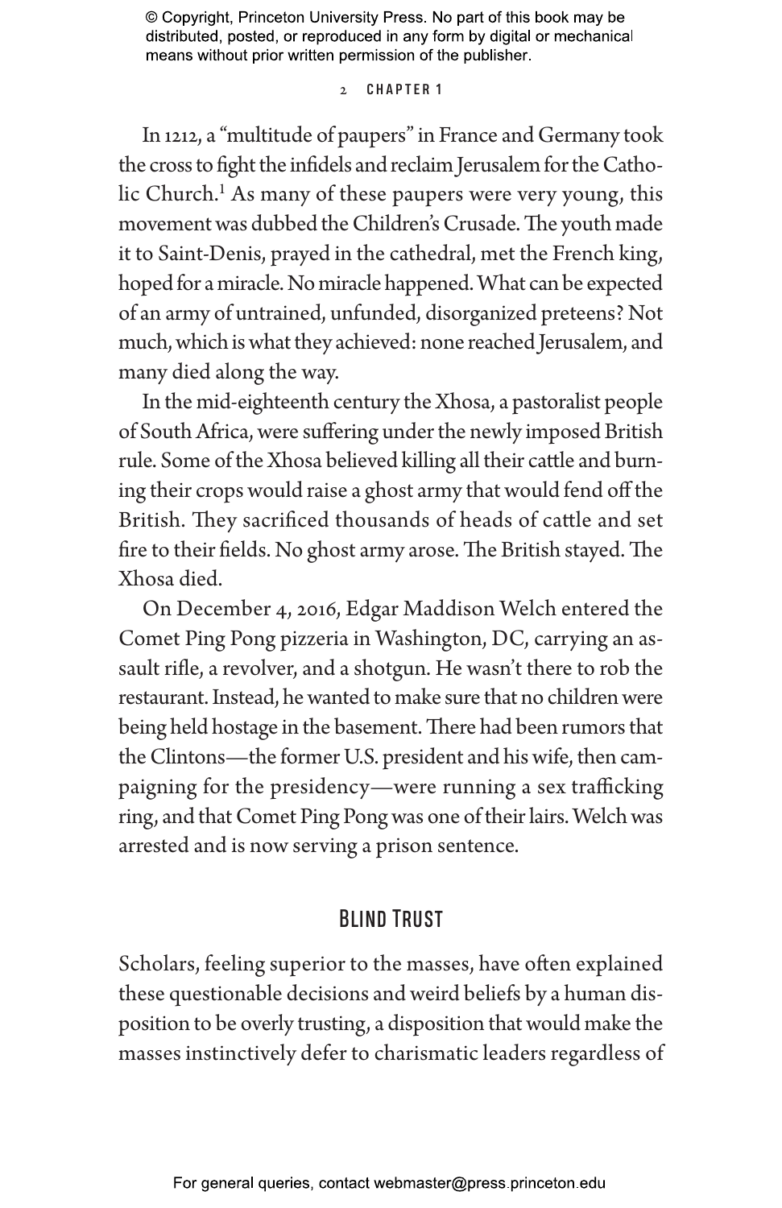In 1212, a "multitude of paupers" in France and Germany took the cross to fight the infidels and reclaim Jerusalem for the Catholic Church.[1] As many of these paupers were very young, this movement was dubbed the Children's Crusade. The youth made it to Saint-Denis, prayed in the cathedral, met the French king, hoped for a miracle. No miracle happened. What can be expected of an army of untrained, unfunded, disorganized preteens? Not much, which is what they achieved: none reached Jerusalem, and many died along the way.

In the mid-eighteenth century the Xhosa, a pastoralist people of South Africa, were suffering under the newly imposed British rule. Some of the Xhosa believed killing all their cattle and burning their crops would raise a ghost army that would fend off the British. They sacrificed thousands of heads of cattle and set fire to their fields. No ghost army arose. The British stayed. The Xhosa died.

On December 4, 2016, Edgar Maddison Welch entered the Comet Ping Pong pizzeria in Washington, DC, carrying an assault rifle, a revolver, and a shotgun. He wasn't there to rob the restaurant. Instead, he wanted to make sure that no children were being held hostage in the basement. There had been rumors that the Clintons—the former U.S. president and his wife, then campaigning for the presidency—were running a sex trafficking ring, and that Comet Ping Pong was one of their lairs. Welch was arrested and is now serving a prison sentence.

## Blind Trust

Scholars, feeling superior to the masses, have often explained these questionable decisions and weird beliefs by a human disposition to be overly trusting, a disposition that would make the masses instinctively defer to charismatic leaders regardless of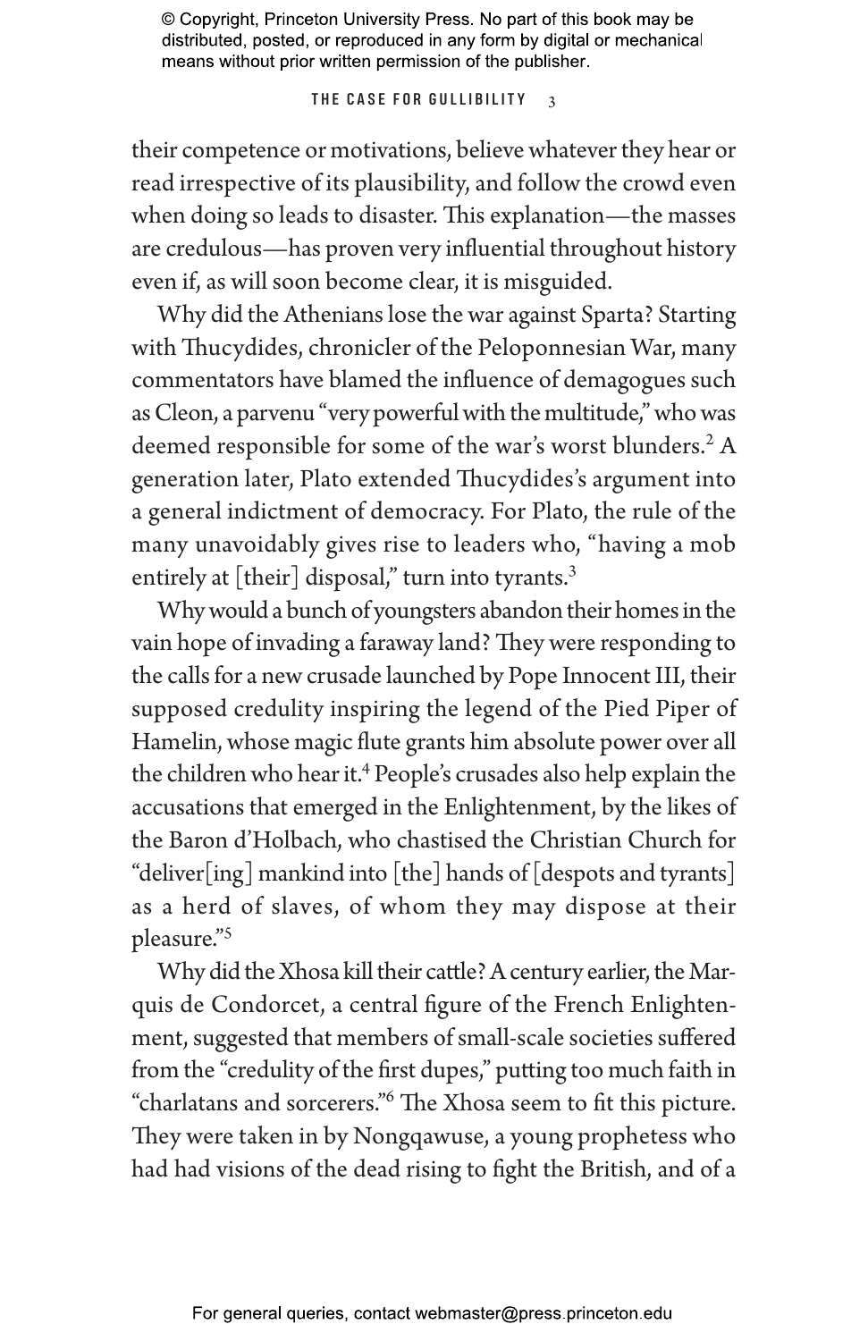their competence or motivations, believe whatever they hear or read irrespective of its plausibility, and follow the crowd even when doing so leads to disaster. This explanation—the masses are credulous—has proven very influential throughout history even if, as will soon become clear, it is misguided.

Why did the Athenians lose the war against Sparta? Starting with Thucydides, chronicler of the Peloponnesian War, many commentators have blamed the influence of demagogues such as Cleon, a parvenu "very powerful with the multitude," who was deemed responsible for some of the war's worst blunders.[2] A generation later, Plato extended Thucydides's argument into a general indictment of democracy. For Plato, the rule of the many unavoidably gives rise to leaders who, "having a mob entirely at [their] disposal," turn into tyrants.[3]

Why would a bunch of youngsters abandon their homes in the vain hope of invading a faraway land? They were responding to the calls for a new crusade launched by Pope Innocent III, their supposed credulity inspiring the legend of the Pied Piper of Hamelin, whose magic flute grants him absolute power over all the children who hear it.[4] People's crusades also help explain the accusations that emerged in the Enlightenment, by the likes of the Baron d'Holbach, who chastised the Christian Church for "deliver[ing] mankind into [the] hands of [despots and tyrants] as a herd of slaves, of whom they may dispose at their pleasure."[5]

Why did the Xhosa kill their cattle? A century earlier, the Marquis de Condorcet, a central figure of the French Enlightenment, suggested that members of small-scale societies suffered from the "credulity of the first dupes," putting too much faith in "charlatans and sorcerers."[6] The Xhosa seem to fit this picture. They were taken in by Nongqawuse, a young prophetess who had had visions of the dead rising to fight the British, and of a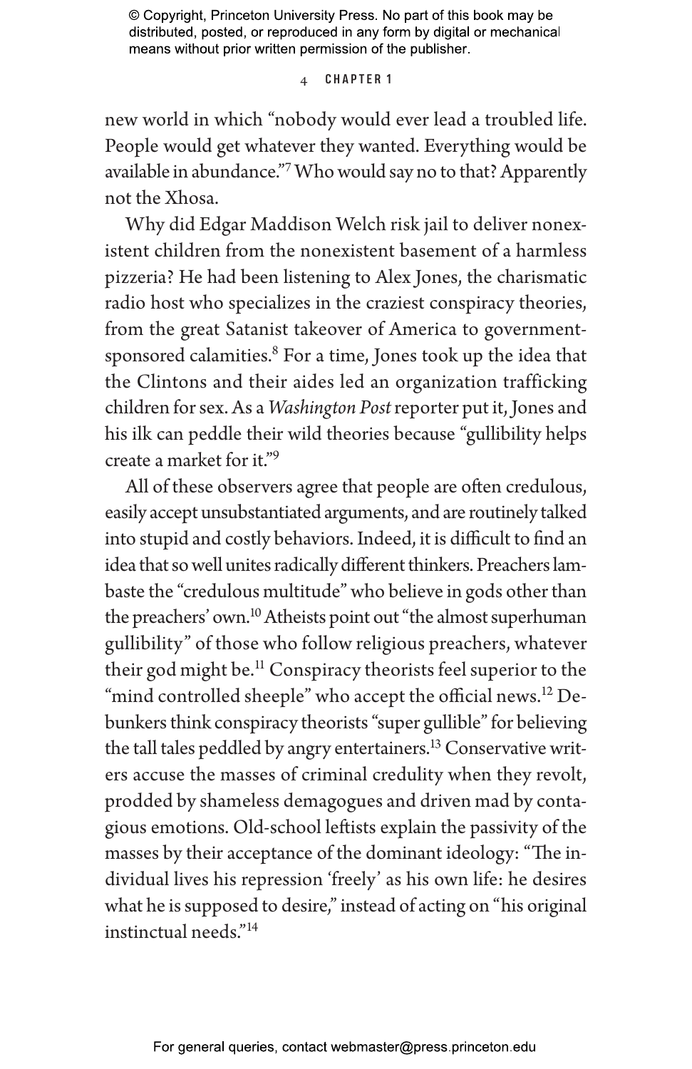new world in which "nobody would ever lead a troubled life. People would get whatever they wanted. Everything would be available in abundance."[7] Who would say no to that? Apparently not the Xhosa.

Why did Edgar Maddison Welch risk jail to deliver nonexistent children from the nonexistent basement of a harmless pizzeria? He had been listening to Alex Jones, the charismatic radio host who specializes in the craziest conspiracy theories, from the great Satanist takeover of America to government-sponsored calamities.[8] For a time, Jones took up the idea that the Clintons and their aides led an organization trafficking children for sex. As a *Washington Post* reporter put it, Jones and his ilk can peddle their wild theories because "gullibility helps create a market for it."[9]

All of these observers agree that people are often credulous, easily accept unsubstantiated arguments, and are routinely talked into stupid and costly behaviors. Indeed, it is difficult to find an idea that so well unites radically different thinkers. Preachers lambaste the "credulous multitude" who believe in gods other than the preachers' own.[10] Atheists point out "the almost superhuman gullibility" of those who follow religious preachers, whatever their god might be.[11] Conspiracy theorists feel superior to the "mind controlled sheeple" who accept the official news.[12] Debunkers think conspiracy theorists "super gullible" for believing the tall tales peddled by angry entertainers.[13] Conservative writers accuse the masses of criminal credulity when they revolt, prodded by shameless demagogues and driven mad by contagious emotions. Old-school leftists explain the passivity of the masses by their acceptance of the dominant ideology: "The individual lives his repression 'freely' as his own life: he desires what he is supposed to desire," instead of acting on "his original instinctual needs."[14]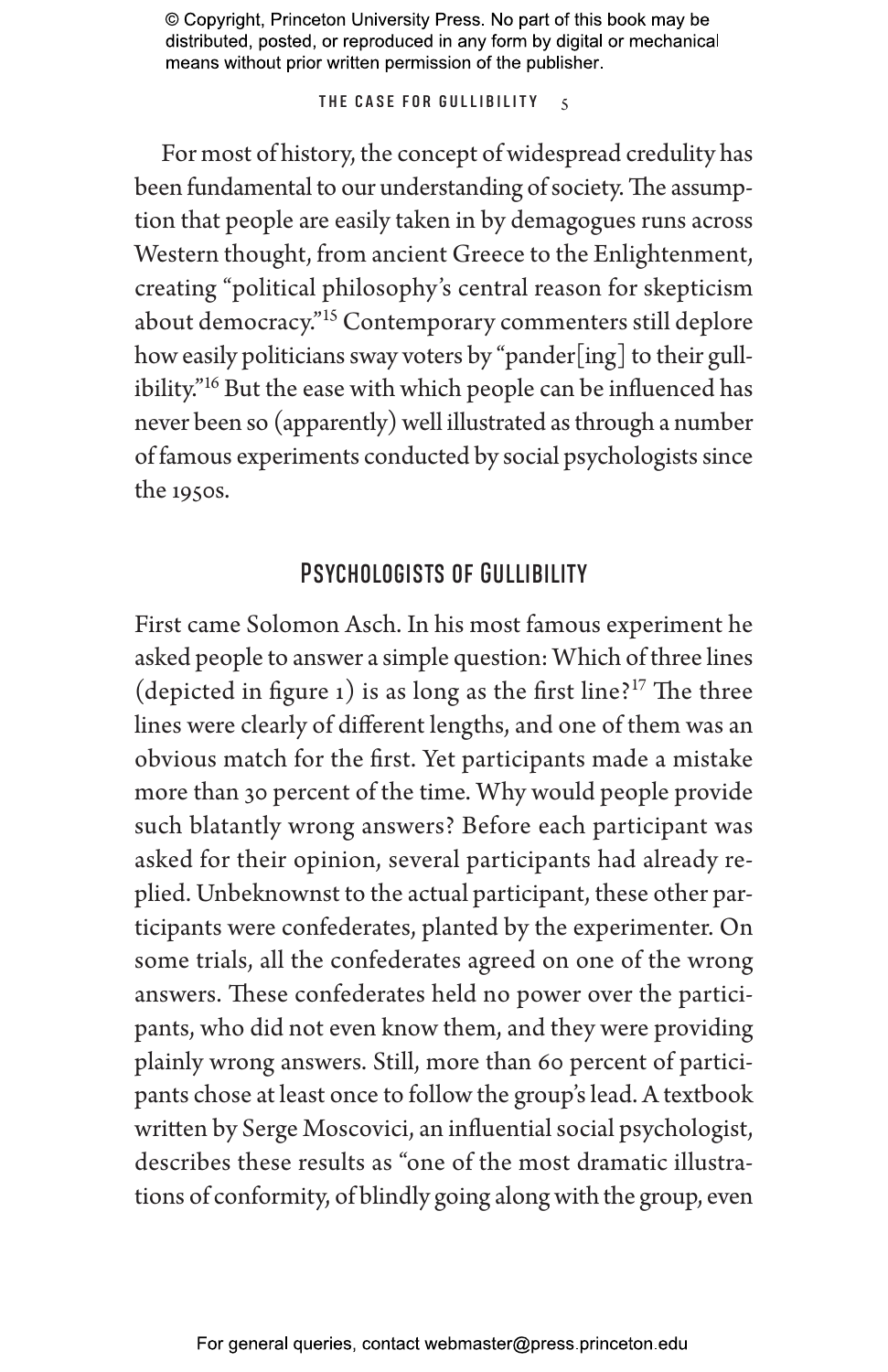For most of history, the concept of widespread credulity has been fundamental to our understanding of society. The assumption that people are easily taken in by demagogues runs across Western thought, from ancient Greece to the Enlightenment, creating "political philosophy's central reason for skepticism about democracy."[15] Contemporary commenters still deplore how easily politicians sway voters by "pander[ing] to their gullibility."[16] But the ease with which people can be influenced has never been so (apparently) well illustrated as through a number of famous experiments conducted by social psychologists since the 1950s.

## Psychologists of Gullibility

First came Solomon Asch. In his most famous experiment he asked people to answer a simple question: Which of three lines (depicted in figure 1) is as long as the first line?[17] The three lines were clearly of different lengths, and one of them was an obvious match for the first. Yet participants made a mistake more than 30 percent of the time. Why would people provide such blatantly wrong answers? Before each participant was asked for their opinion, several participants had already replied. Unbeknownst to the actual participant, these other participants were confederates, planted by the experimenter. On some trials, all the confederates agreed on one of the wrong answers. These confederates held no power over the participants, who did not even know them, and they were providing plainly wrong answers. Still, more than 60 percent of participants chose at least once to follow the group's lead. A textbook written by Serge Moscovici, an influential social psychologist, describes these results as "one of the most dramatic illustrations of conformity, of blindly going along with the group, even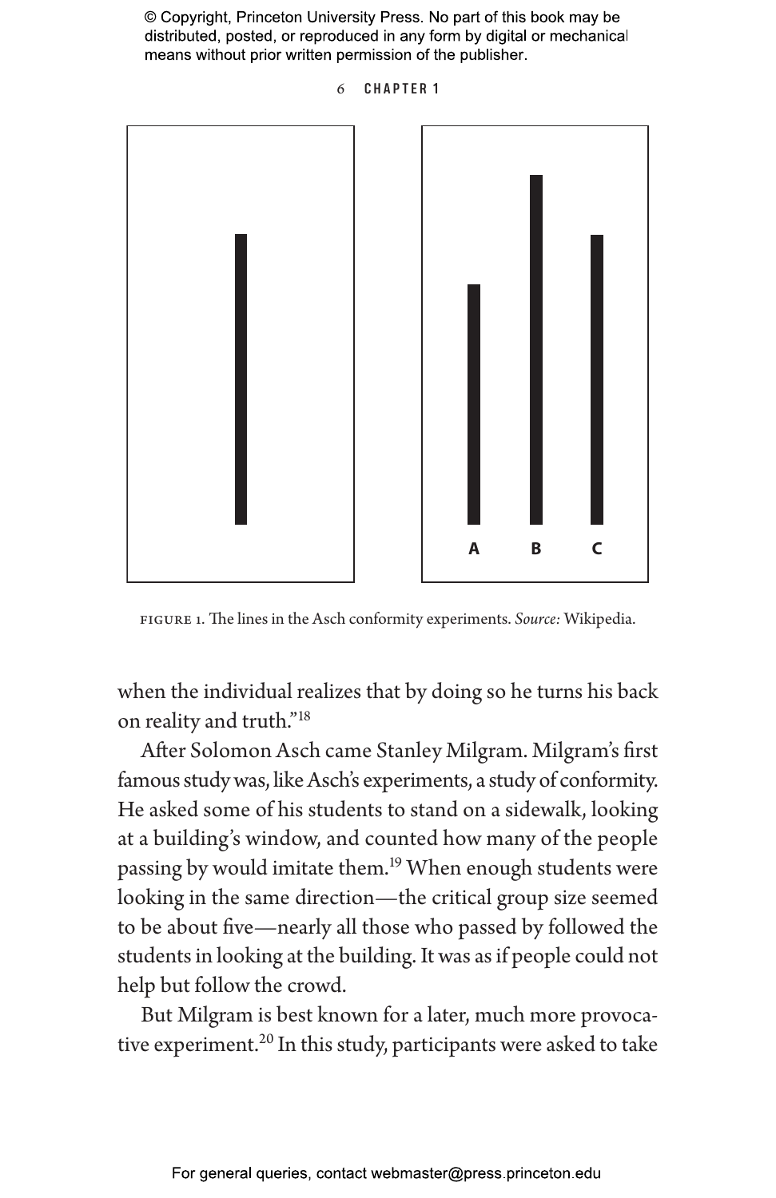FIGURE 1. The lines in the Asch conformity experiments. *Source:* Wikipedia.

when the individual realizes that by doing so he turns his back on reality and truth."[18]

After Solomon Asch came Stanley Milgram. Milgram's first famous study was, like Asch's experiments, a study of conformity. He asked some of his students to stand on a sidewalk, looking at a building's window, and counted how many of the people passing by would imitate them.[19] When enough students were looking in the same direction—the critical group size seemed to be about five—nearly all those who passed by followed the students in looking at the building. It was as if people could not help but follow the crowd.

But Milgram is best known for a later, much more provocative experiment.[20] In this study, participants were asked to take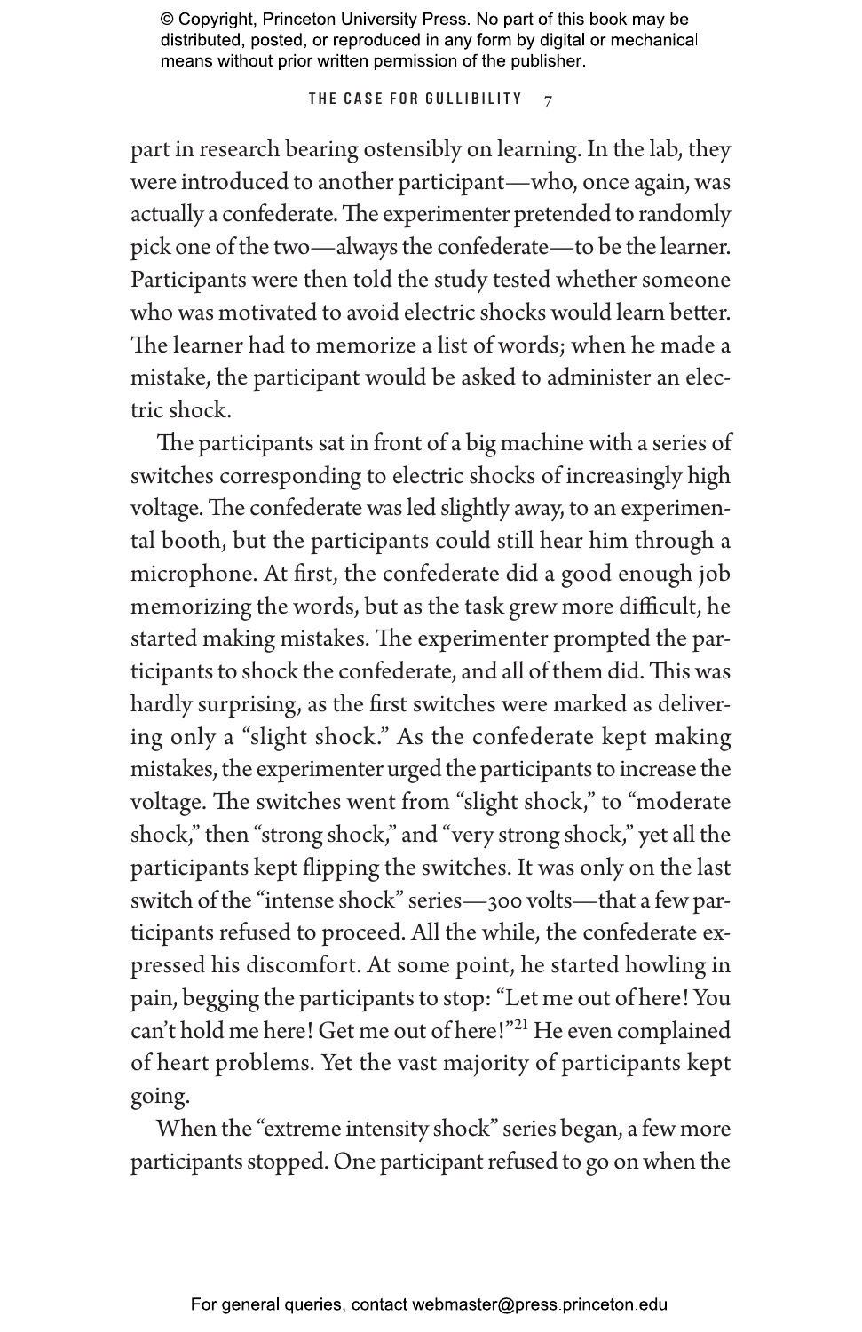part in research bearing ostensibly on learning. In the lab, they were introduced to another participant—who, once again, was actually a confederate. The experimenter pretended to randomly pick one of the two—always the confederate—to be the learner. Participants were then told the study tested whether someone who was motivated to avoid electric shocks would learn better. The learner had to memorize a list of words; when he made a mistake, the participant would be asked to administer an electric shock.

The participants sat in front of a big machine with a series of switches corresponding to electric shocks of increasingly high voltage. The confederate was led slightly away, to an experimental booth, but the participants could still hear him through a microphone. At first, the confederate did a good enough job memorizing the words, but as the task grew more difficult, he started making mistakes. The experimenter prompted the participants to shock the confederate, and all of them did. This was hardly surprising, as the first switches were marked as delivering only a "slight shock." As the confederate kept making mistakes, the experimenter urged the participants to increase the voltage. The switches went from "slight shock," to "moderate shock," then "strong shock," and "very strong shock," yet all the participants kept flipping the switches. It was only on the last switch of the "intense shock" series—300 volts—that a few participants refused to proceed. All the while, the confederate expressed his discomfort. At some point, he started howling in pain, begging the participants to stop: "Let me out of here! You can't hold me here! Get me out of here!"[21] He even complained of heart problems. Yet the vast majority of participants kept going.

When the "extreme intensity shock" series began, a few more participants stopped. One participant refused to go on when the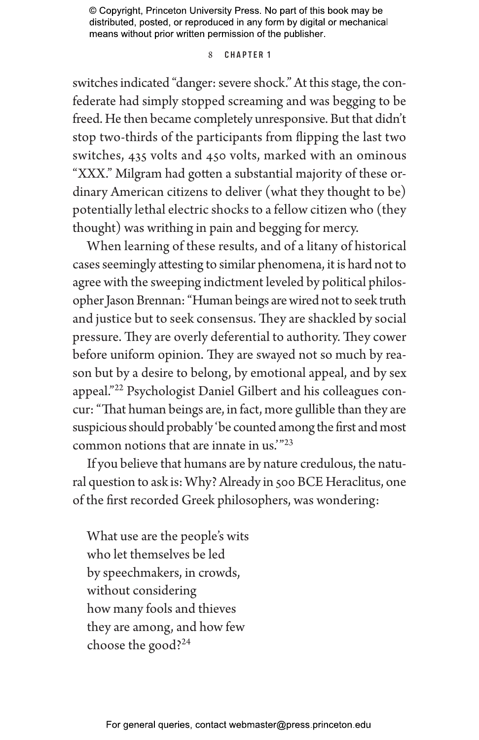switches indicated "danger: severe shock." At this stage, the confederate had simply stopped screaming and was begging to be freed. He then became completely unresponsive. But that didn't stop two-thirds of the participants from flipping the last two switches, 435 volts and 450 volts, marked with an ominous "XXX." Milgram had gotten a substantial majority of these ordinary American citizens to deliver (what they thought to be) potentially lethal electric shocks to a fellow citizen who (they thought) was writhing in pain and begging for mercy.

When learning of these results, and of a litany of historical cases seemingly attesting to similar phenomena, it is hard not to agree with the sweeping indictment leveled by political philosopher Jason Brennan: "Human beings are wired not to seek truth and justice but to seek consensus. They are shackled by social pressure. They are overly deferential to authority. They cower before uniform opinion. They are swayed not so much by reason but by a desire to belong, by emotional appeal, and by sex appeal."[22] Psychologist Daniel Gilbert and his colleagues concur: "That human beings are, in fact, more gullible than they are suspicious should probably 'be counted among the first and most common notions that are innate in us.'"[23]

If you believe that humans are by nature credulous, the natural question to ask is: Why? Already in 500 BCE Heraclitus, one of the first recorded Greek philosophers, was wondering:

> What use are the people's wits
> who let themselves be led
> by speechmakers, in crowds,
> without considering
> how many fools and thieves
> they are among, and how few
> choose the good?[24]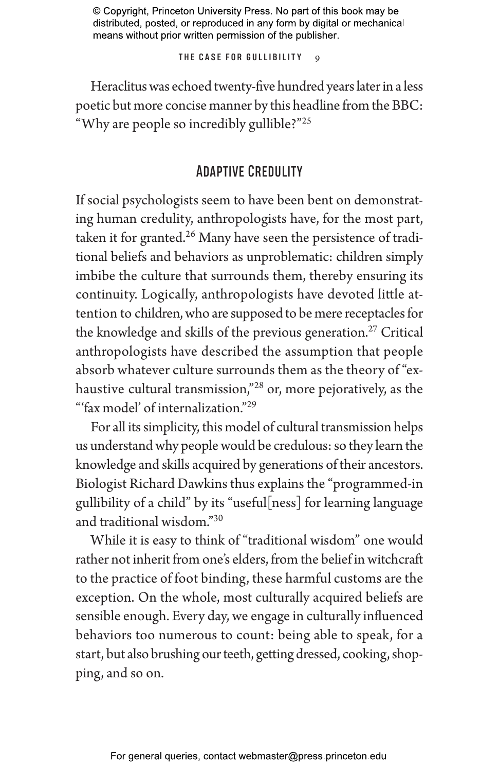Heraclitus was echoed twenty-five hundred years later in a less poetic but more concise manner by this headline from the BBC: "Why are people so incredibly gullible?"[25]

## Adaptive Credulity

If social psychologists seem to have been bent on demonstrating human credulity, anthropologists have, for the most part, taken it for granted.[26] Many have seen the persistence of traditional beliefs and behaviors as unproblematic: children simply imbibe the culture that surrounds them, thereby ensuring its continuity. Logically, anthropologists have devoted little attention to children, who are supposed to be mere receptacles for the knowledge and skills of the previous generation.[27] Critical anthropologists have described the assumption that people absorb whatever culture surrounds them as the theory of "exhaustive cultural transmission,"[28] or, more pejoratively, as the "'fax model' of internalization."[29]

For all its simplicity, this model of cultural transmission helps us understand why people would be credulous: so they learn the knowledge and skills acquired by generations of their ancestors. Biologist Richard Dawkins thus explains the "programmed-in gullibility of a child" by its "useful[ness] for learning language and traditional wisdom."[30]

While it is easy to think of "traditional wisdom" one would rather not inherit from one's elders, from the belief in witchcraft to the practice of foot binding, these harmful customs are the exception. On the whole, most culturally acquired beliefs are sensible enough. Every day, we engage in culturally influenced behaviors too numerous to count: being able to speak, for a start, but also brushing our teeth, getting dressed, cooking, shopping, and so on.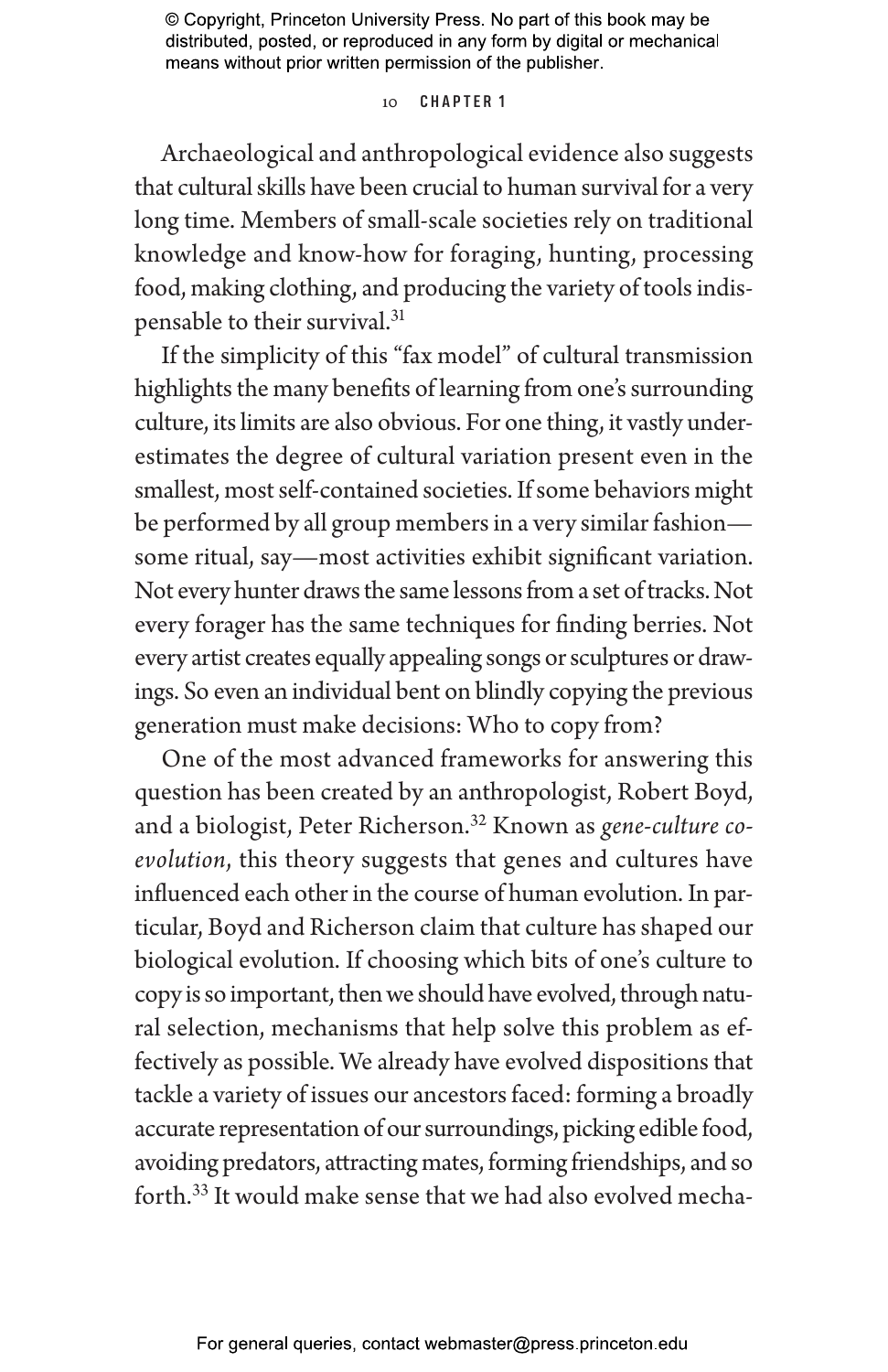Archaeological and anthropological evidence also suggests that cultural skills have been crucial to human survival for a very long time. Members of small-scale societies rely on traditional knowledge and know-how for foraging, hunting, processing food, making clothing, and producing the variety of tools indispensable to their survival.[31]

If the simplicity of this "fax model" of cultural transmission highlights the many benefits of learning from one's surrounding culture, its limits are also obvious. For one thing, it vastly underestimates the degree of cultural variation present even in the smallest, most self-contained societies. If some behaviors might be performed by all group members in a very similar fashion—some ritual, say—most activities exhibit significant variation. Not every hunter draws the same lessons from a set of tracks. Not every forager has the same techniques for finding berries. Not every artist creates equally appealing songs or sculptures or drawings. So even an individual bent on blindly copying the previous generation must make decisions: Who to copy from?

One of the most advanced frameworks for answering this question has been created by an anthropologist, Robert Boyd, and a biologist, Peter Richerson.[32] Known as *gene-culture coevolution*, this theory suggests that genes and cultures have influenced each other in the course of human evolution. In particular, Boyd and Richerson claim that culture has shaped our biological evolution. If choosing which bits of one's culture to copy is so important, then we should have evolved, through natural selection, mechanisms that help solve this problem as effectively as possible. We already have evolved dispositions that tackle a variety of issues our ancestors faced: forming a broadly accurate representation of our surroundings, picking edible food, avoiding predators, attracting mates, forming friendships, and so forth.[33] It would make sense that we had also evolved mecha-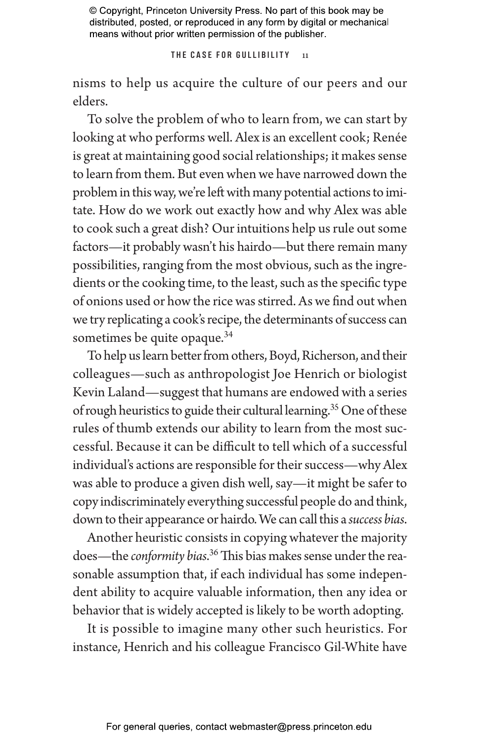nisms to help us acquire the culture of our peers and our elders.

To solve the problem of who to learn from, we can start by looking at who performs well. Alex is an excellent cook; Renée is great at maintaining good social relationships; it makes sense to learn from them. But even when we have narrowed down the problem in this way, we're left with many potential actions to imitate. How do we work out exactly how and why Alex was able to cook such a great dish? Our intuitions help us rule out some factors—it probably wasn't his hairdo—but there remain many possibilities, ranging from the most obvious, such as the ingredients or the cooking time, to the least, such as the specific type of onions used or how the rice was stirred. As we find out when we try replicating a cook's recipe, the determinants of success can sometimes be quite opaque.[34]

To help us learn better from others, Boyd, Richerson, and their colleagues—such as anthropologist Joe Henrich or biologist Kevin Laland—suggest that humans are endowed with a series of rough heuristics to guide their cultural learning.[35] One of these rules of thumb extends our ability to learn from the most successful. Because it can be difficult to tell which of a successful individual's actions are responsible for their success—why Alex was able to produce a given dish well, say—it might be safer to copy indiscriminately everything successful people do and think, down to their appearance or hairdo. We can call this a *success bias*.

Another heuristic consists in copying whatever the majority does—the *conformity bias*.[36] This bias makes sense under the reasonable assumption that, if each individual has some independent ability to acquire valuable information, then any idea or behavior that is widely accepted is likely to be worth adopting.

It is possible to imagine many other such heuristics. For instance, Henrich and his colleague Francisco Gil-White have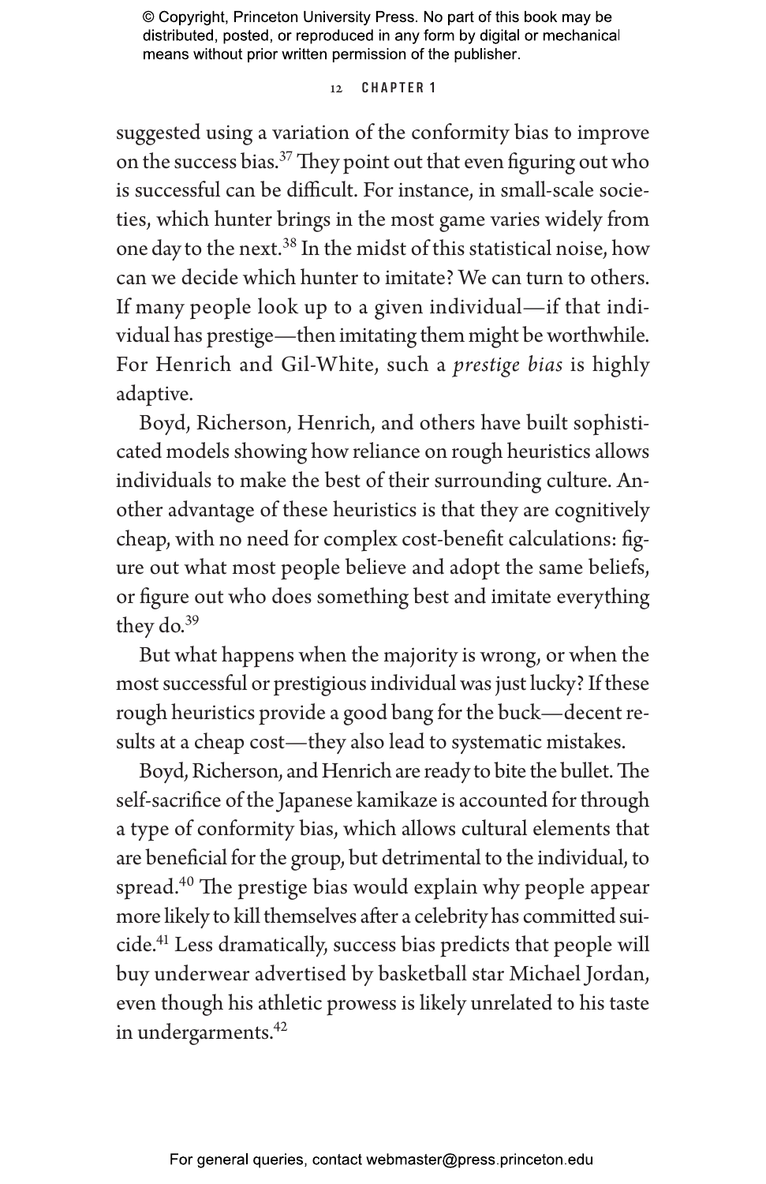suggested using a variation of the conformity bias to improve on the success bias.[37] They point out that even figuring out who is successful can be difficult. For instance, in small-scale societies, which hunter brings in the most game varies widely from one day to the next.[38] In the midst of this statistical noise, how can we decide which hunter to imitate? We can turn to others. If many people look up to a given individual—if that individual has prestige—then imitating them might be worthwhile. For Henrich and Gil-White, such a *prestige bias* is highly adaptive.

Boyd, Richerson, Henrich, and others have built sophisticated models showing how reliance on rough heuristics allows individuals to make the best of their surrounding culture. Another advantage of these heuristics is that they are cognitively cheap, with no need for complex cost-benefit calculations: figure out what most people believe and adopt the same beliefs, or figure out who does something best and imitate everything they do.[39]

But what happens when the majority is wrong, or when the most successful or prestigious individual was just lucky? If these rough heuristics provide a good bang for the buck—decent results at a cheap cost—they also lead to systematic mistakes.

Boyd, Richerson, and Henrich are ready to bite the bullet. The self-sacrifice of the Japanese kamikaze is accounted for through a type of conformity bias, which allows cultural elements that are beneficial for the group, but detrimental to the individual, to spread.[40] The prestige bias would explain why people appear more likely to kill themselves after a celebrity has committed suicide.[41] Less dramatically, success bias predicts that people will buy underwear advertised by basketball star Michael Jordan, even though his athletic prowess is likely unrelated to his taste in undergarments.[42]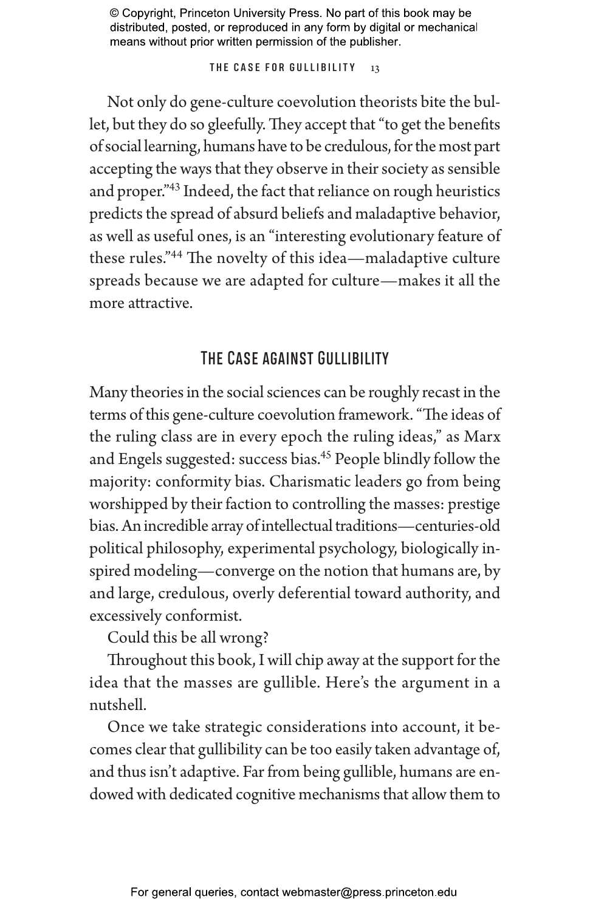Not only do gene-culture coevolution theorists bite the bullet, but they do so gleefully. They accept that "to get the benefits of social learning, humans have to be credulous, for the most part accepting the ways that they observe in their society as sensible and proper."[43] Indeed, the fact that reliance on rough heuristics predicts the spread of absurd beliefs and maladaptive behavior, as well as useful ones, is an "interesting evolutionary feature of these rules."[44] The novelty of this idea—maladaptive culture spreads because we are adapted for culture—makes it all the more attractive.

## The Case against Gullibility

Many theories in the social sciences can be roughly recast in the terms of this gene-culture coevolution framework. "The ideas of the ruling class are in every epoch the ruling ideas," as Marx and Engels suggested: success bias.[45] People blindly follow the majority: conformity bias. Charismatic leaders go from being worshipped by their faction to controlling the masses: prestige bias. An incredible array of intellectual traditions—centuries-old political philosophy, experimental psychology, biologically inspired modeling—converge on the notion that humans are, by and large, credulous, overly deferential toward authority, and excessively conformist.

Could this be all wrong?

Throughout this book, I will chip away at the support for the idea that the masses are gullible. Here's the argument in a nutshell.

Once we take strategic considerations into account, it becomes clear that gullibility can be too easily taken advantage of, and thus isn't adaptive. Far from being gullible, humans are endowed with dedicated cognitive mechanisms that allow them to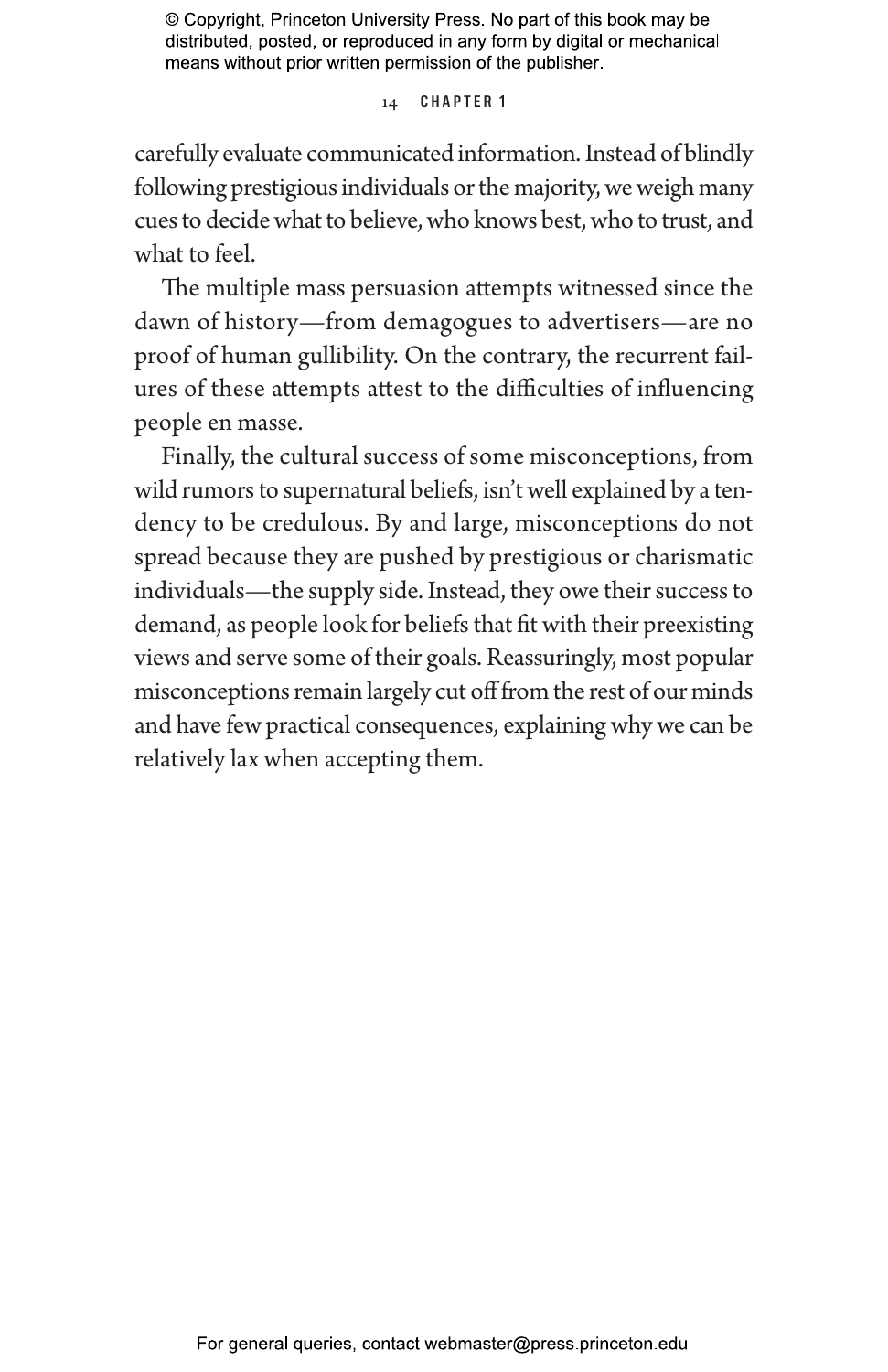carefully evaluate communicated information. Instead of blindly following prestigious individuals or the majority, we weigh many cues to decide what to believe, who knows best, who to trust, and what to feel.

The multiple mass persuasion attempts witnessed since the dawn of history—from demagogues to advertisers—are no proof of human gullibility. On the contrary, the recurrent failures of these attempts attest to the difficulties of influencing people en masse.

Finally, the cultural success of some misconceptions, from wild rumors to supernatural beliefs, isn't well explained by a tendency to be credulous. By and large, misconceptions do not spread because they are pushed by prestigious or charismatic individuals—the supply side. Instead, they owe their success to demand, as people look for beliefs that fit with their preexisting views and serve some of their goals. Reassuringly, most popular misconceptions remain largely cut off from the rest of our minds and have few practical consequences, explaining why we can be relatively lax when accepting them.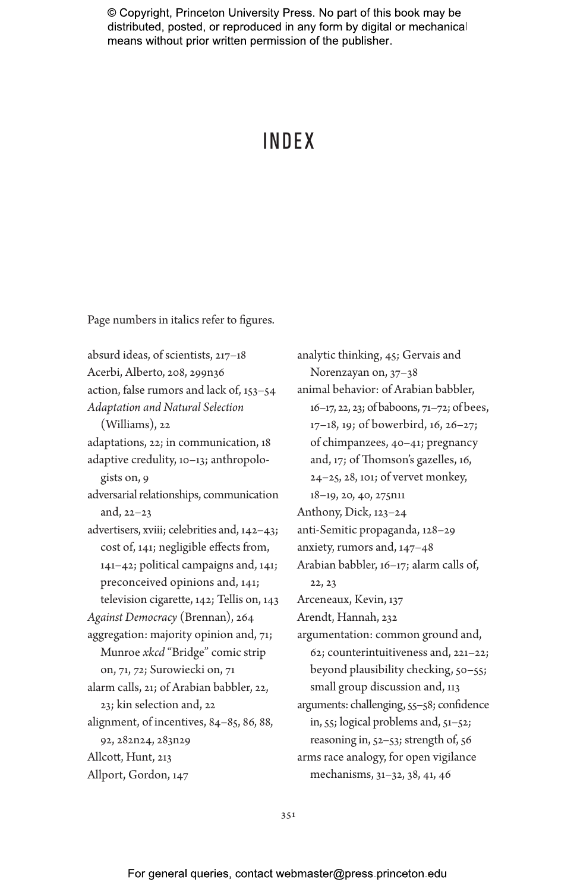# INDEX

Page numbers in italics refer to figures.

absurd ideas, of scientists, 217–18
Acerbi, Alberto, 208, 299n36
action, false rumors and lack of, 153–54
*Adaptation and Natural Selection* (Williams), 22
adaptations, 22; in communication, 18
adaptive credulity, 10–13; anthropologists on, 9
adversarial relationships, communication and, 22–23
advertisers, xviii; celebrities and, 142–43; cost of, 141; negligible effects from, 141–42; political campaigns and, 141; preconceived opinions and, 141; television cigarette, 142; Tellis on, 143
*Against Democracy* (Brennan), 264
aggregation: majority opinion and, 71; Munroe *xkcd* “Bridge” comic strip on, 71, *72*; Surowiecki on, 71
alarm calls, 21; of Arabian babbler, 22, 23; kin selection and, 22
alignment, of incentives, 84–85, 86, 88, 92, 282n24, 283n29
Allcott, Hunt, 213
Allport, Gordon, 147
analytic thinking, 45; Gervais and Norenzayan on, 37–38
animal behavior: of Arabian babbler, 16–17, 22, 23; of baboons, 71–72; of bees, 17–18, 19; of bowerbird, 16, 26–27; of chimpanzees, 40–41; pregnancy and, 17; of Thomson’s gazelles, 16, 24–25, 28, 101; of vervet monkey, 18–19, 20, 40, 275n11
Anthony, Dick, 123–24
anti-Semitic propaganda, 128–29
anxiety, rumors and, 147–48
Arabian babbler, 16–17; alarm calls of, 22, 23
Arceneaux, Kevin, 137
Arendt, Hannah, 232
argumentation: common ground and, 62; counterintuitiveness and, 221–22; beyond plausibility checking, 50–55; small group discussion and, 113
arguments: challenging, 55–58; confidence in, 55; logical problems and, 51–52; reasoning in, 52–53; strength of, 56
arms race analogy, for open vigilance mechanisms, 31–32, 38, 41, 46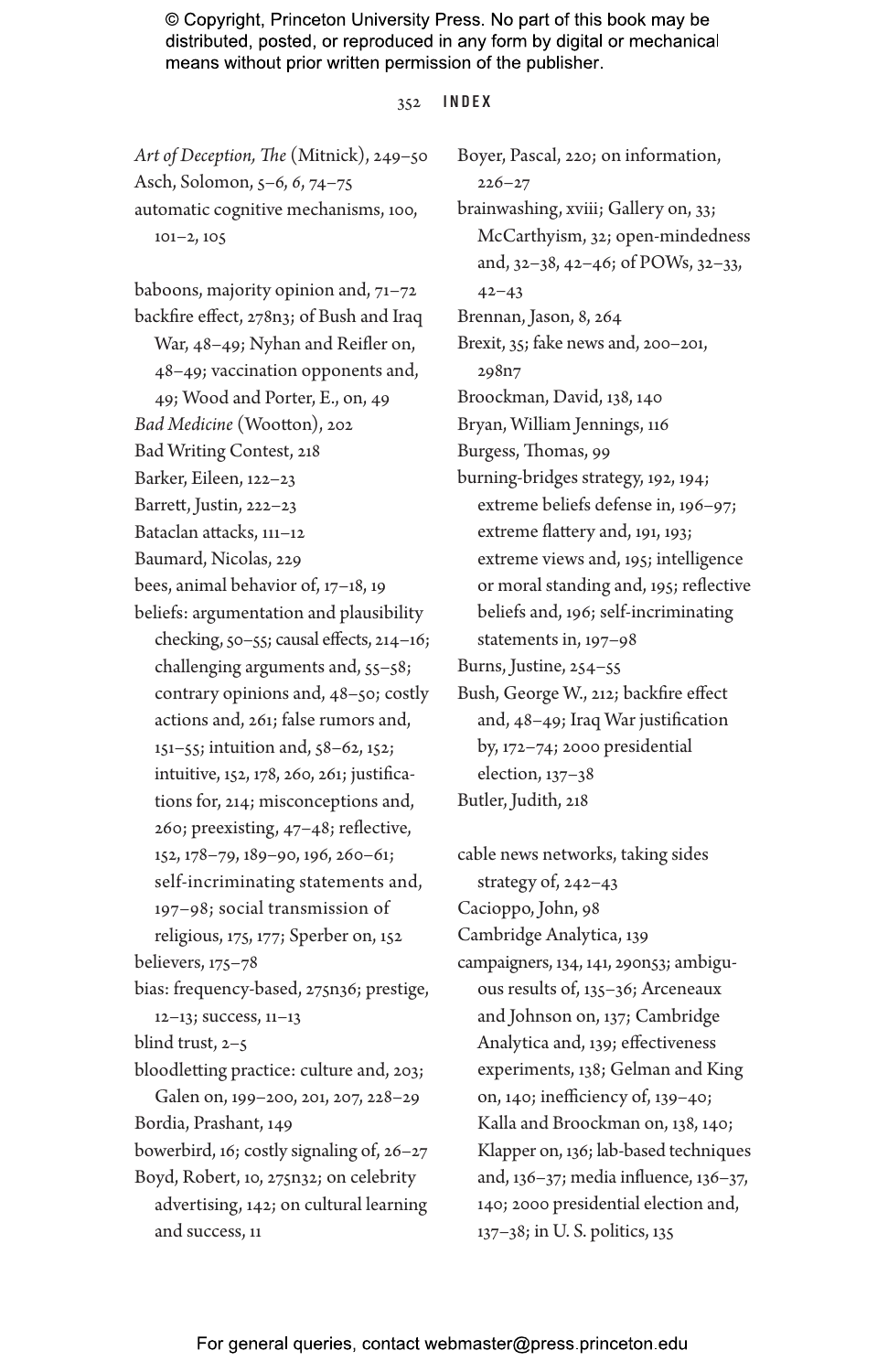*Art of Deception, The* (Mitnick), 249–50
Asch, Solomon, 5–6, *6*, 74–75
automatic cognitive mechanisms, 100, 101–2, 105

baboons, majority opinion and, 71–72
backfire effect, 278n3; of Bush and Iraq War, 48–49; Nyhan and Reifler on, 48–49; vaccination opponents and, 49; Wood and Porter, E., on, 49
*Bad Medicine* (Wootton), 202
Bad Writing Contest, 218
Barker, Eileen, 122–23
Barrett, Justin, 222–23
Bataclan attacks, 111–12
Baumard, Nicolas, 229
bees, animal behavior of, 17–18, 19
beliefs: argumentation and plausibility checking, 50–55; causal effects, 214–16; challenging arguments and, 55–58; contrary opinions and, 48–50; costly actions and, 261; false rumors and, 151–55; intuition and, 58–62, 152; intuitive, 152, 178, 260, 261; justifications for, 214; misconceptions and, 260; preexisting, 47–48; reflective, 152, 178–79, 189–90, 196, 260–61; self-incriminating statements and, 197–98; social transmission of religious, 175, 177; Sperber on, 152
believers, 175–78
bias: frequency-based, 275n36; prestige, 12–13; success, 11–13
blind trust, 2–5
bloodletting practice: culture and, 203; Galen on, 199–200, 201, 207, 228–29
Bordia, Prashant, 149
bowerbird, 16; costly signaling of, 26–27
Boyd, Robert, 10, 275n32; on celebrity advertising, 142; on cultural learning and success, 11
Boyer, Pascal, 220; on information, 226–27
brainwashing, xviii; Gallery on, 33; McCarthyism, 32; open-mindedness and, 32–38, 42–46; of POWs, 32–33, 42–43
Brennan, Jason, 8, 264
Brexit, 35; fake news and, 200–201, 298n7
Broockman, David, 138, 140
Bryan, William Jennings, 116
Burgess, Thomas, 99
burning-bridges strategy, 192, 194; extreme beliefs defense in, 196–97; extreme flattery and, 191, 193; extreme views and, 195; intelligence or moral standing and, 195; reflective beliefs and, 196; self-incriminating statements in, 197–98
Burns, Justine, 254–55
Bush, George W., 212; backfire effect and, 48–49; Iraq War justification by, 172–74; 2000 presidential election, 137–38
Butler, Judith, 218

cable news networks, taking sides strategy of, 242–43
Cacioppo, John, 98
Cambridge Analytica, 139
campaigners, 134, 141, 290n53; ambiguous results of, 135–36; Arceneaux and Johnson on, 137; Cambridge Analytica and, 139; effectiveness experiments, 138; Gelman and King on, 140; inefficiency of, 139–40; Kalla and Broockman on, 138, 140; Klapper on, 136; lab-based techniques and, 136–37; media influence, 136–37, 140; 2000 presidential election and, 137–38; in U. S. politics, 135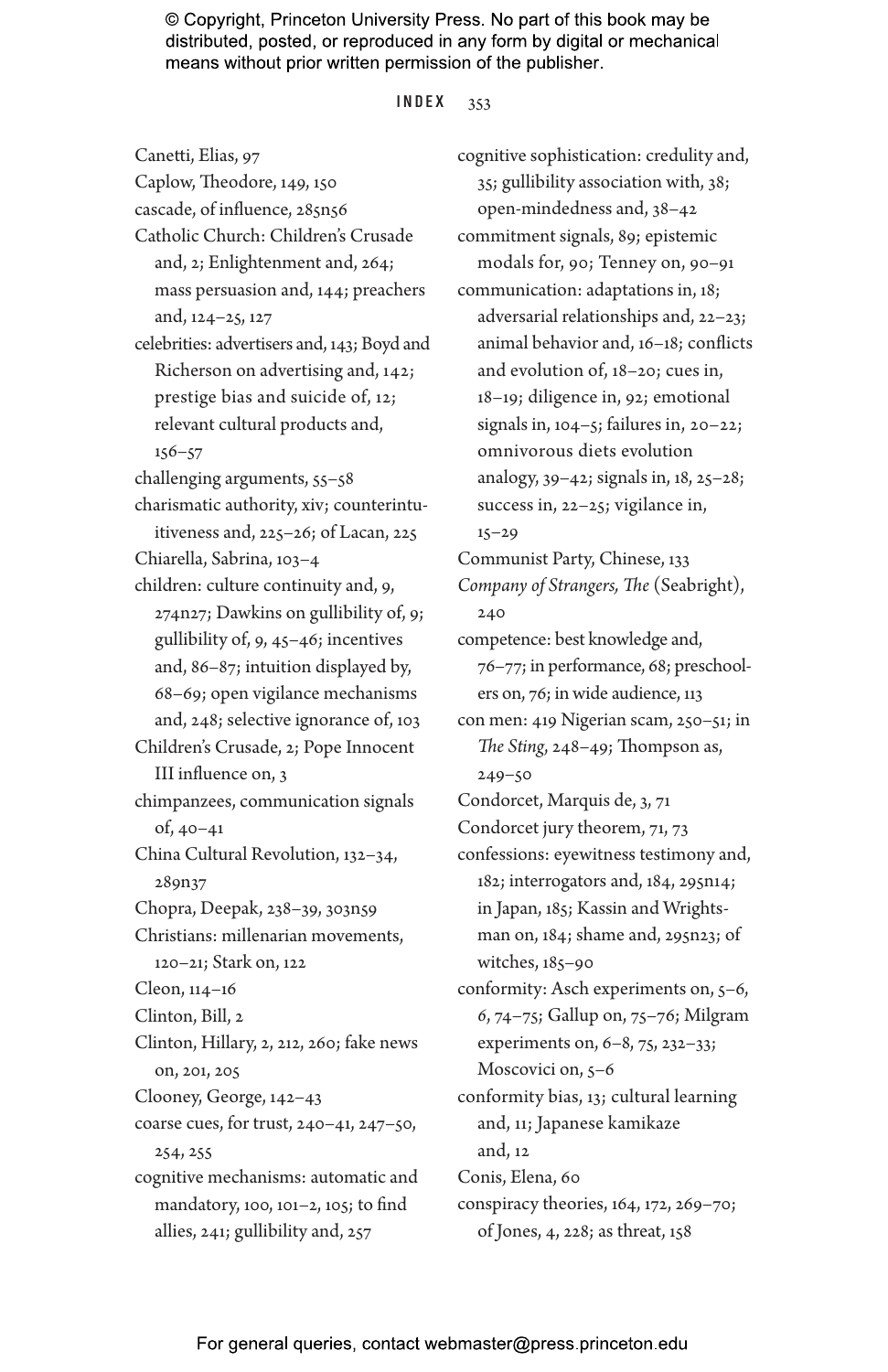© Copyright, Princeton University Press. No part of this book may be distributed, posted, or reproduced in any form by digital or mechanical means without prior written permission of the publisher.

Canetti, Elias, 97
Caplow, Theodore, 149, 150
cascade, of influence, 285n56
Catholic Church: Children's Crusade and, 2; Enlightenment and, 264; mass persuasion and, 144; preachers and, 124–25, 127
celebrities: advertisers and, 143; Boyd and Richerson on advertising and, 142; prestige bias and suicide of, 12; relevant cultural products and, 156–57
challenging arguments, 55–58
charismatic authority, xiv; counterintuitiveness and, 225–26; of Lacan, 225
Chiarella, Sabrina, 103–4
children: culture continuity and, 9, 274n27; Dawkins on gullibility of, 9; gullibility of, 9, 45–46; incentives and, 86–87; intuition displayed by, 68–69; open vigilance mechanisms and, 248; selective ignorance of, 103
Children's Crusade, 2; Pope Innocent III influence on, 3
chimpanzees, communication signals of, 40–41
China Cultural Revolution, 132–34, 289n37
Chopra, Deepak, 238–39, 303n59
Christians: millenarian movements, 120–21; Stark on, 122
Cleon, 114–16
Clinton, Bill, 2
Clinton, Hillary, 2, 212, 260; fake news on, 201, 205
Clooney, George, 142–43
coarse cues, for trust, 240–41, 247–50, 254, 255
cognitive mechanisms: automatic and mandatory, 100, 101–2, 105; to find allies, 241; gullibility and, 257
cognitive sophistication: credulity and, 35; gullibility association with, 38; open-mindedness and, 38–42
commitment signals, 89; epistemic modals for, 90; Tenney on, 90–91
communication: adaptations in, 18; adversarial relationships and, 22–23; animal behavior and, 16–18; conflicts and evolution of, 18–20; cues in, 18–19; diligence in, 92; emotional signals in, 104–5; failures in, 20–22; omnivorous diets evolution analogy, 39–42; signals in, 18, 25–28; success in, 22–25; vigilance in, 15–29
Communist Party, Chinese, 133
*Company of Strangers, The* (Seabright), 240
competence: best knowledge and, 76–77; in performance, 68; preschoolers on, 76; in wide audience, 113
con men: 419 Nigerian scam, 250–51; in *The Sting*, 248–49; Thompson as, 249–50
Condorcet, Marquis de, 3, 71
Condorcet jury theorem, 71, 73
confessions: eyewitness testimony and, 182; interrogators and, 184, 295n14; in Japan, 185; Kassin and Wrightsman on, 184; shame and, 295n23; of witches, 185–90
conformity: Asch experiments on, 5–6, *6*, 74–75; Gallup on, 75–76; Milgram experiments on, 6–8, 75, 232–33; Moscovici on, 5–6
conformity bias, 13; cultural learning and, 11; Japanese kamikaze and, 12
Conis, Elena, 60
conspiracy theories, 164, 172, 269–70; of Jones, 4, 228; as threat, 158

For general queries, contact webmaster@press.princeton.edu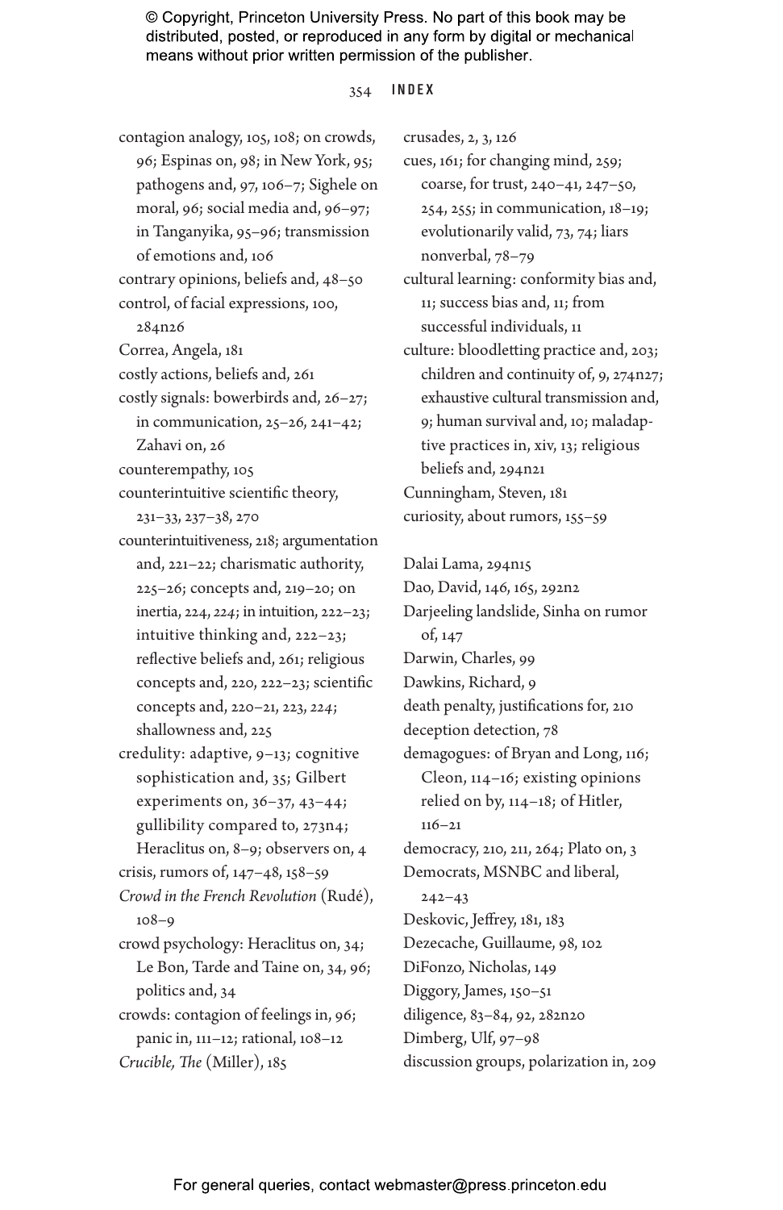contagion analogy, 105, 108; on crowds, 96; Espinas on, 98; in New York, 95; pathogens and, 97, 106–7; Sighele on moral, 96; social media and, 96–97; in Tanganyika, 95–96; transmission of emotions and, 106
contrary opinions, beliefs and, 48–50
control, of facial expressions, 100, 284n26
Correa, Angela, 181
costly actions, beliefs and, 261
costly signals: bowerbirds and, 26–27; in communication, 25–26, 241–42; Zahavi on, 26
counterempathy, 105
counterintuitive scientific theory, 231–33, 237–38, 270
counterintuitiveness, 218; argumentation and, 221–22; charismatic authority, 225–26; concepts and, 219–20; on inertia, 224, *224*; in intuition, 222–23; intuitive thinking and, 222–23; reflective beliefs and, 261; religious concepts and, 220, 222–23; scientific concepts and, 220–21, 223, *224*; shallowness and, 225
credulity: adaptive, 9–13; cognitive sophistication and, 35; Gilbert experiments on, 36–37, 43–44; gullibility compared to, 273n4; Heraclitus on, 8–9; observers on, 4
crisis, rumors of, 147–48, 158–59
*Crowd in the French Revolution* (Rudé), 108–9
crowd psychology: Heraclitus on, 34; Le Bon, Tarde and Taine on, 34, 96; politics and, 34
crowds: contagion of feelings in, 96; panic in, 111–12; rational, 108–12
*Crucible, The* (Miller), 185
crusades, 2, 3, 126
cues, 161; for changing mind, 259; coarse, for trust, 240–41, 247–50, 254, 255; in communication, 18–19; evolutionarily valid, 73, 74; liars nonverbal, 78–79
cultural learning: conformity bias and, 11; success bias and, 11; from successful individuals, 11
culture: bloodletting practice and, 203; children and continuity of, 9, 274n27; exhaustive cultural transmission and, 9; human survival and, 10; maladaptive practices in, xiv, 13; religious beliefs and, 294n21
Cunningham, Steven, 181
curiosity, about rumors, 155–59

Dalai Lama, 294n15
Dao, David, 146, 165, 292n2
Darjeeling landslide, Sinha on rumor of, 147
Darwin, Charles, 99
Dawkins, Richard, 9
death penalty, justifications for, 210
deception detection, 78
demagogues: of Bryan and Long, 116; Cleon, 114–16; existing opinions relied on by, 114–18; of Hitler, 116–21
democracy, 210, 211, 264; Plato on, 3
Democrats, MSNBC and liberal, 242–43
Deskovic, Jeffrey, 181, 183
Dezecache, Guillaume, 98, 102
DiFonzo, Nicholas, 149
Diggory, James, 150–51
diligence, 83–84, 92, 282n20
Dimberg, Ulf, 97–98
discussion groups, polarization in, 209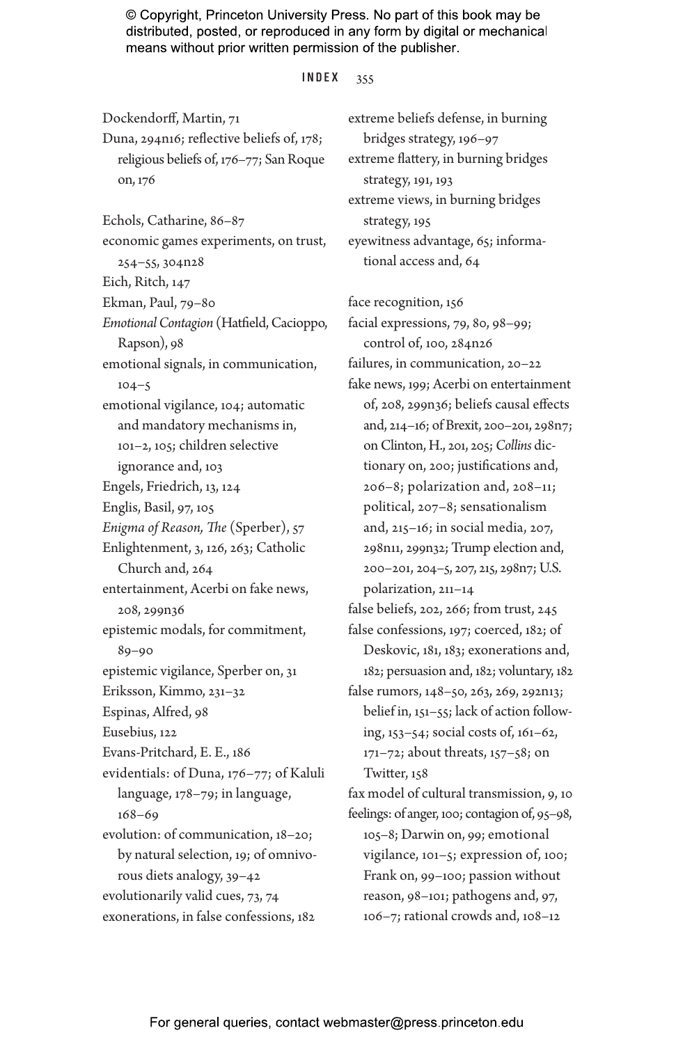Dockendorff, Martin, 71
Duna, 294n16; reflective beliefs of, 178; religious beliefs of, 176–77; San Roque on, 176

Echols, Catharine, 86–87
economic games experiments, on trust, 254–55, 304n28
Eich, Ritch, 147
Ekman, Paul, 79–80
*Emotional Contagion* (Hatfield, Cacioppo, Rapson), 98
emotional signals, in communication, 104–5
emotional vigilance, 104; automatic and mandatory mechanisms in, 101–2, 105; children selective ignorance and, 103
Engels, Friedrich, 13, 124
Englis, Basil, 97, 105
*Enigma of Reason, The* (Sperber), 57
Enlightenment, 3, 126, 263; Catholic Church and, 264
entertainment, Acerbi on fake news, 208, 299n36
epistemic modals, for commitment, 89–90
epistemic vigilance, Sperber on, 31
Eriksson, Kimmo, 231–32
Espinas, Alfred, 98
Eusebius, 122
Evans-Pritchard, E. E., 186
evidentials: of Duna, 176–77; of Kaluli language, 178–79; in language, 168–69
evolution: of communication, 18–20; by natural selection, 19; of omnivorous diets analogy, 39–42
evolutionarily valid cues, 73, 74
exonerations, in false confessions, 182
extreme beliefs defense, in burning bridges strategy, 196–97
extreme flattery, in burning bridges strategy, 191, 193
extreme views, in burning bridges strategy, 195
eyewitness advantage, 65; informational access and, 64

face recognition, 156
facial expressions, 79, 80, 98–99; control of, 100, 284n26
failures, in communication, 20–22
fake news, 199; Acerbi on entertainment of, 208, 299n36; beliefs causal effects and, 214–16; of Brexit, 200–201, 298n7; on Clinton, H., 201, 205; *Collins* dictionary on, 200; justifications and, 206–8; polarization and, 208–11; political, 207–8; sensationalism and, 215–16; in social media, 207, 298n11, 299n32; Trump election and, 200–201, 204–5, 207, 215, 298n7; U.S. polarization, 211–14
false beliefs, 202, 266; from trust, 245
false confessions, 197; coerced, 182; of Deskovic, 181, 183; exonerations and, 182; persuasion and, 182; voluntary, 182
false rumors, 148–50, 263, 269, 292n13; belief in, 151–55; lack of action following, 153–54; social costs of, 161–62, 171–72; about threats, 157–58; on Twitter, 158
fax model of cultural transmission, 9, 10
feelings: of anger, 100; contagion of, 95–98, 105–8; Darwin on, 99; emotional vigilance, 101–5; expression of, 100; Frank on, 99–100; passion without reason, 98–101; pathogens and, 97, 106–7; rational crowds and, 108–12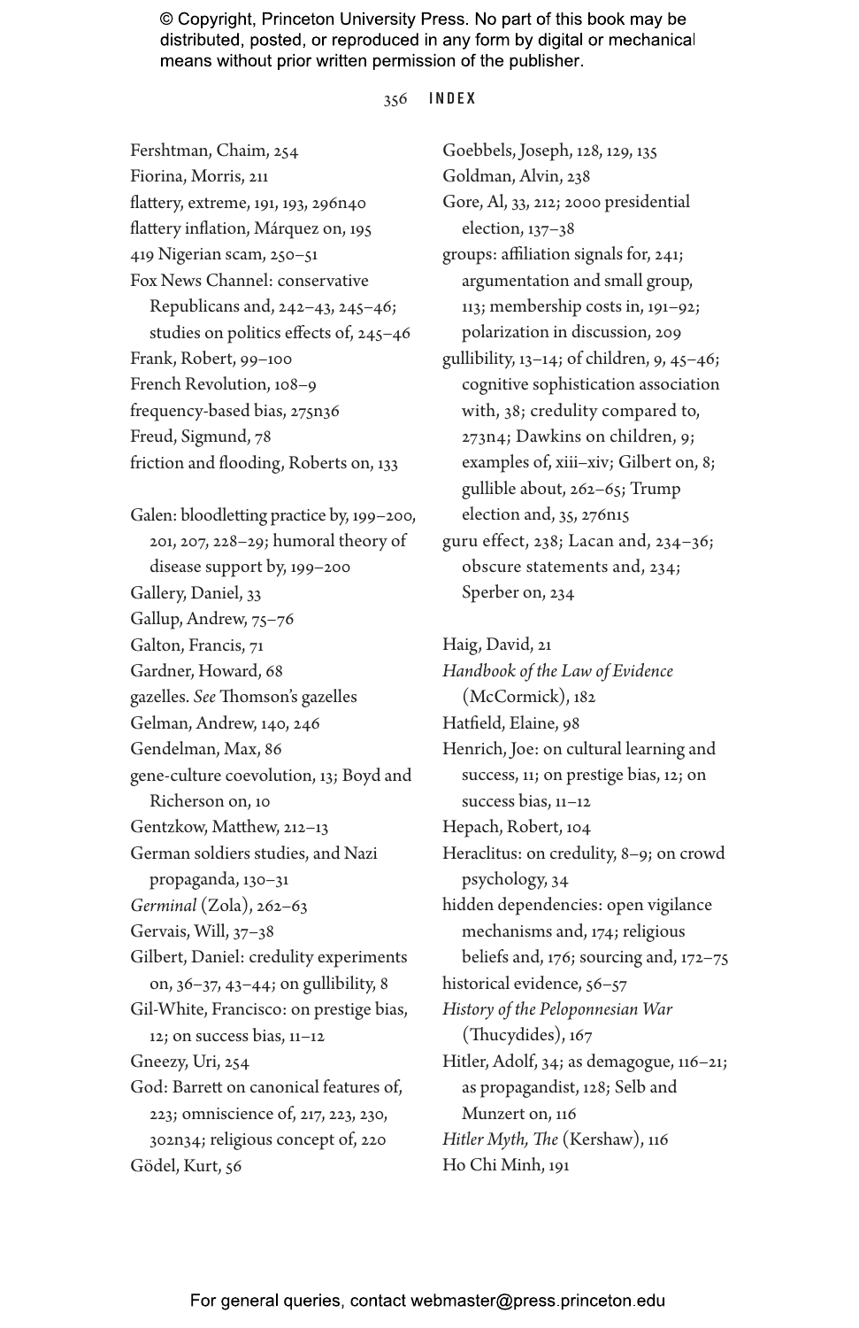Fershtman, Chaim, 254
Fiorina, Morris, 211
flattery, extreme, 191, 193, 296n40
flattery inflation, Márquez on, 195
419 Nigerian scam, 250–51
Fox News Channel: conservative Republicans and, 242–43, 245–46; studies on politics effects of, 245–46
Frank, Robert, 99–100
French Revolution, 108–9
frequency-based bias, 275n36
Freud, Sigmund, 78
friction and flooding, Roberts on, 133

Galen: bloodletting practice by, 199–200, 201, 207, 228–29; humoral theory of disease support by, 199–200
Gallery, Daniel, 33
Gallup, Andrew, 75–76
Galton, Francis, 71
Gardner, Howard, 68
gazelles. *See* Thomson's gazelles
Gelman, Andrew, 140, 246
Gendelman, Max, 86
gene-culture coevolution, 13; Boyd and Richerson on, 10
Gentzkow, Matthew, 212–13
German soldiers studies, and Nazi propaganda, 130–31
*Germinal* (Zola), 262–63
Gervais, Will, 37–38
Gilbert, Daniel: credulity experiments on, 36–37, 43–44; on gullibility, 8
Gil-White, Francisco: on prestige bias, 12; on success bias, 11–12
Gneezy, Uri, 254
God: Barrett on canonical features of, 223; omniscience of, 217, 223, 230, 302n34; religious concept of, 220
Gödel, Kurt, 56
Goebbels, Joseph, 128, 129, 135
Goldman, Alvin, 238
Gore, Al, 33, 212; 2000 presidential election, 137–38
groups: affiliation signals for, 241; argumentation and small group, 113; membership costs in, 191–92; polarization in discussion, 209
gullibility, 13–14; of children, 9, 45–46; cognitive sophistication association with, 38; credulity compared to, 273n4; Dawkins on children, 9; examples of, xiii–xiv; Gilbert on, 8; gullible about, 262–65; Trump election and, 35, 276n15
guru effect, 238; Lacan and, 234–36; obscure statements and, 234; Sperber on, 234

Haig, David, 21
*Handbook of the Law of Evidence* (McCormick), 182
Hatfield, Elaine, 98
Henrich, Joe: on cultural learning and success, 11; on prestige bias, 12; on success bias, 11–12
Hepach, Robert, 104
Heraclitus: on credulity, 8–9; on crowd psychology, 34
hidden dependencies: open vigilance mechanisms and, 174; religious beliefs and, 176; sourcing and, 172–75
historical evidence, 56–57
*History of the Peloponnesian War* (Thucydides), 167
Hitler, Adolf, 34; as demagogue, 116–21; as propagandist, 128; Selb and Munzert on, 116
*Hitler Myth, The* (Kershaw), 116
Ho Chi Minh, 191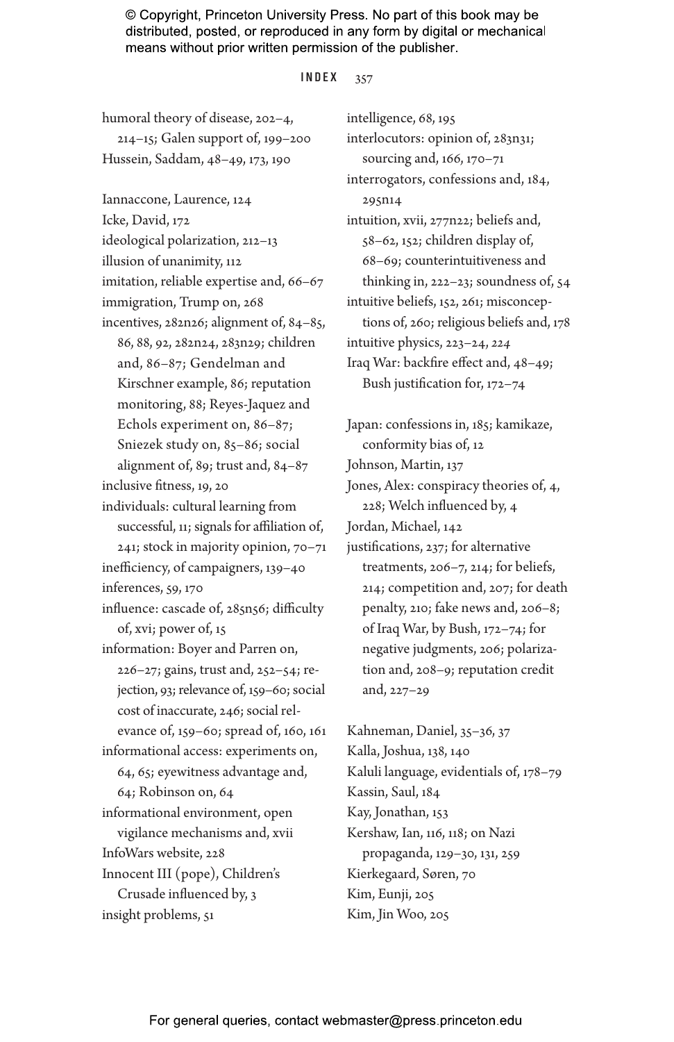humoral theory of disease, 202–4, 214–15; Galen support of, 199–200
Hussein, Saddam, 48–49, 173, 190

Iannaccone, Laurence, 124
Icke, David, 172
ideological polarization, 212–13
illusion of unanimity, 112
imitation, reliable expertise and, 66–67
immigration, Trump on, 268
incentives, 282n26; alignment of, 84–85, 86, 88, 92, 282n24, 283n29; children and, 86–87; Gendelman and Kirschner example, 86; reputation monitoring, 88; Reyes-Jaquez and Echols experiment on, 86–87; Sniezek study on, 85–86; social alignment of, 89; trust and, 84–87
inclusive fitness, 19, 20
individuals: cultural learning from successful, 11; signals for affiliation of, 241; stock in majority opinion, 70–71
inefficiency, of campaigners, 139–40
inferences, 59, 170
influence: cascade of, 285n56; difficulty of, xvi; power of, 15
information: Boyer and Parren on, 226–27; gains, trust and, 252–54; rejection, 93; relevance of, 159–60; social cost of inaccurate, 246; social relevance of, 159–60; spread of, 160, 161
informational access: experiments on, 64, 65; eyewitness advantage and, 64; Robinson on, 64
informational environment, open vigilance mechanisms and, xvii
InfoWars website, 228
Innocent III (pope), Children's Crusade influenced by, 3
insight problems, 51
intelligence, 68, 195
interlocutors: opinion of, 283n31; sourcing and, 166, 170–71
interrogators, confessions and, 184, 295n14
intuition, xvii, 277n22; beliefs and, 58–62, 152; children display of, 68–69; counterintuitiveness and thinking in, 222–23; soundness of, 54
intuitive beliefs, 152, 261; misconceptions of, 260; religious beliefs and, 178
intuitive physics, 223–24, 224
Iraq War: backfire effect and, 48–49; Bush justification for, 172–74

Japan: confessions in, 185; kamikaze, conformity bias of, 12
Johnson, Martin, 137
Jones, Alex: conspiracy theories of, 4, 228; Welch influenced by, 4
Jordan, Michael, 142
justifications, 237; for alternative treatments, 206–7, 214; for beliefs, 214; competition and, 207; for death penalty, 210; fake news and, 206–8; of Iraq War, by Bush, 172–74; for negative judgments, 206; polarization and, 208–9; reputation credit and, 227–29

Kahneman, Daniel, 35–36, 37
Kalla, Joshua, 138, 140
Kaluli language, evidentials of, 178–79
Kassin, Saul, 184
Kay, Jonathan, 153
Kershaw, Ian, 116, 118; on Nazi propaganda, 129–30, 131, 259
Kierkegaard, Søren, 70
Kim, Eunji, 205
Kim, Jin Woo, 205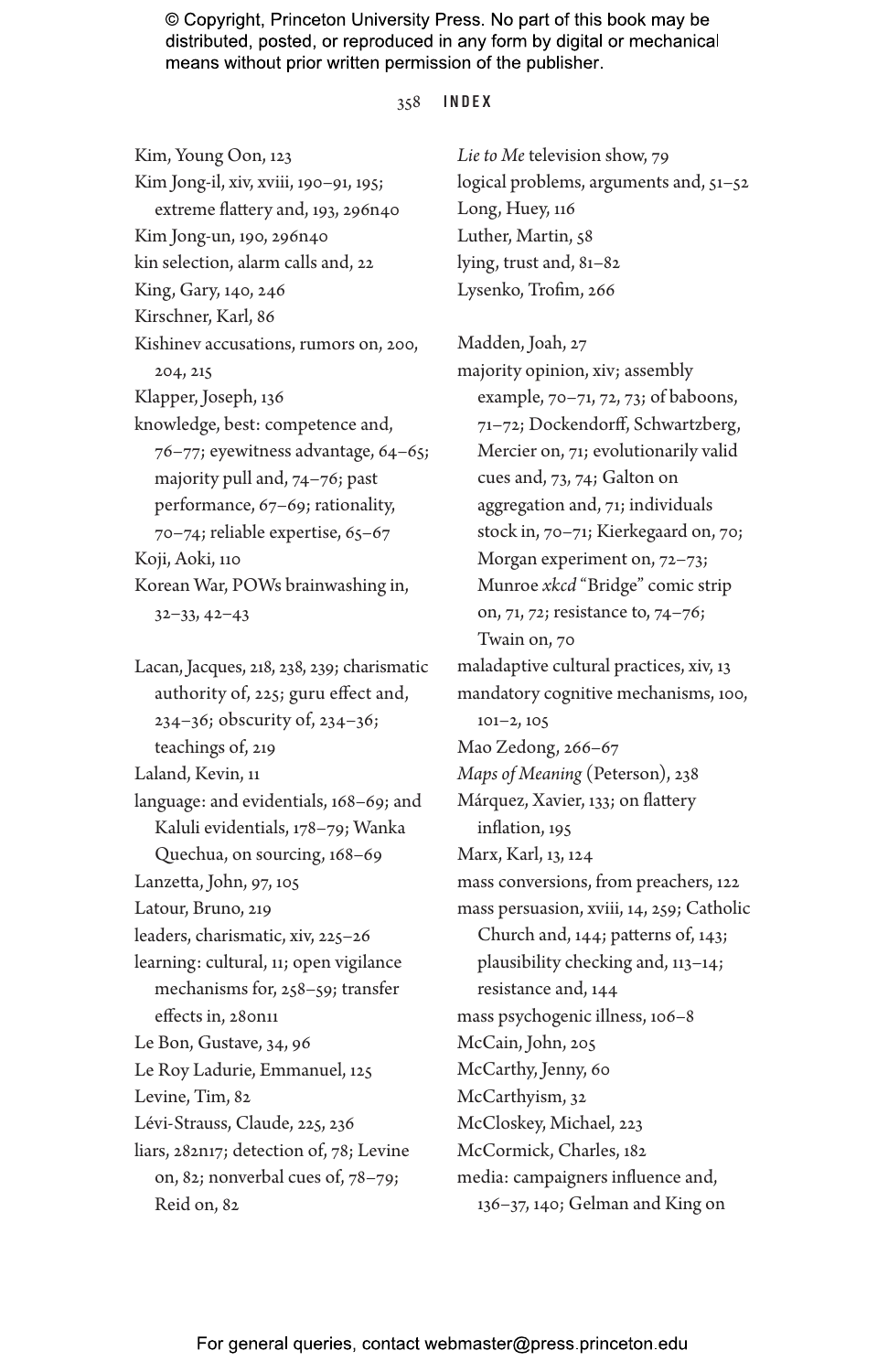Kim, Young Oon, 123
Kim Jong-il, xiv, xviii, 190–91, 195; extreme flattery and, 193, 296n40
Kim Jong-un, 190, 296n40
kin selection, alarm calls and, 22
King, Gary, 140, 246
Kirschner, Karl, 86
Kishinev accusations, rumors on, 200, 204, 215
Klapper, Joseph, 136
knowledge, best: competence and, 76–77; eyewitness advantage, 64–65; majority pull and, 74–76; past performance, 67–69; rationality, 70–74; reliable expertise, 65–67
Koji, Aoki, 110
Korean War, POWs brainwashing in, 32–33, 42–43

Lacan, Jacques, 218, 238, 239; charismatic authority of, 225; guru effect and, 234–36; obscurity of, 234–36; teachings of, 219
Laland, Kevin, 11
language: and evidentials, 168–69; and Kaluli evidentials, 178–79; Wanka Quechua, on sourcing, 168–69
Lanzetta, John, 97, 105
Latour, Bruno, 219
leaders, charismatic, xiv, 225–26
learning: cultural, 11; open vigilance mechanisms for, 258–59; transfer effects in, 280n11
Le Bon, Gustave, 34, 96
Le Roy Ladurie, Emmanuel, 125
Levine, Tim, 82
Lévi-Strauss, Claude, 225, 236
liars, 282n17; detection of, 78; Levine on, 82; nonverbal cues of, 78–79; Reid on, 82
*Lie to Me* television show, 79
logical problems, arguments and, 51–52
Long, Huey, 116
Luther, Martin, 58
lying, trust and, 81–82
Lysenko, Trofim, 266

Madden, Joah, 27
majority opinion, xiv; assembly example, 70–71, 72, 73; of baboons, 71–72; Dockendorff, Schwartzberg, Mercier on, 71; evolutionarily valid cues and, 73, 74; Galton on aggregation and, 71; individuals stock in, 70–71; Kierkegaard on, 70; Morgan experiment on, 72–73; Munroe *xkcd* "Bridge" comic strip on, 71, 72; resistance to, 74–76; Twain on, 70
maladaptive cultural practices, xiv, 13
mandatory cognitive mechanisms, 100, 101–2, 105
Mao Zedong, 266–67
*Maps of Meaning* (Peterson), 238
Márquez, Xavier, 133; on flattery inflation, 195
Marx, Karl, 13, 124
mass conversions, from preachers, 122
mass persuasion, xviii, 14, 259; Catholic Church and, 144; patterns of, 143; plausibility checking and, 113–14; resistance and, 144
mass psychogenic illness, 106–8
McCain, John, 205
McCarthy, Jenny, 60
McCarthyism, 32
McCloskey, Michael, 223
McCormick, Charles, 182
media: campaigners influence and, 136–37, 140; Gelman and King on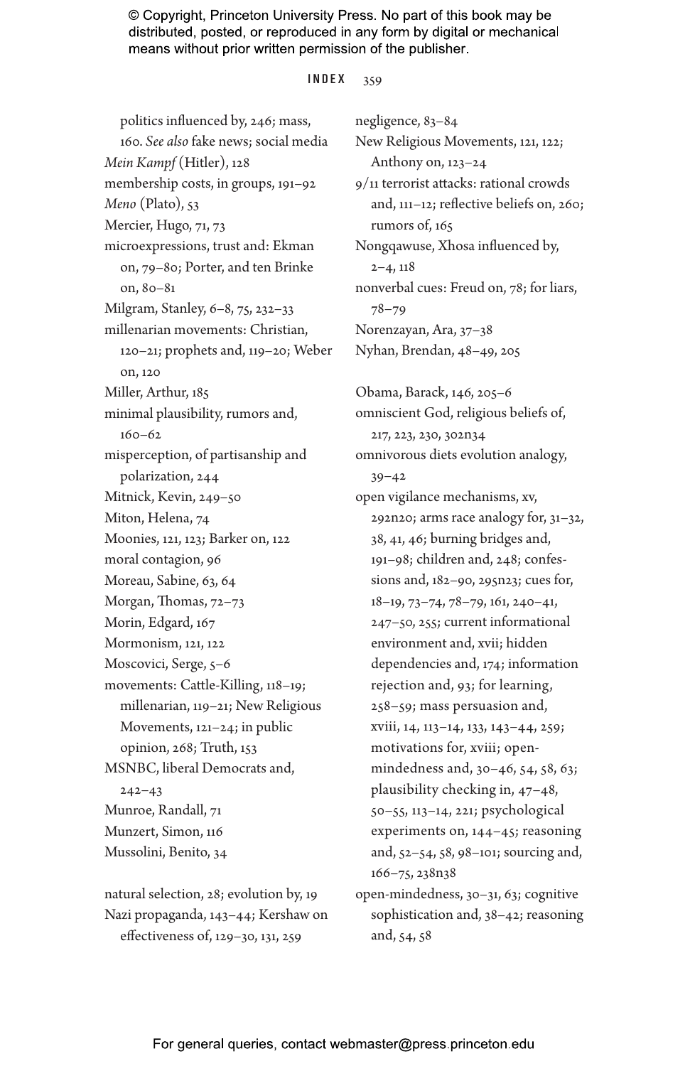politics influenced by, 246; mass, 160. *See also* fake news; social media

*Mein Kampf* (Hitler), 128

membership costs, in groups, 191–92

*Meno* (Plato), 53

Mercier, Hugo, 71, 73

microexpressions, trust and: Ekman on, 79–80; Porter, and ten Brinke on, 80–81

Milgram, Stanley, 6–8, 75, 232–33

millenarian movements: Christian, 120–21; prophets and, 119–20; Weber on, 120

Miller, Arthur, 185

minimal plausibility, rumors and, 160–62

misperception, of partisanship and polarization, 244

Mitnick, Kevin, 249–50

Miton, Helena, 74

Moonies, 121, 123; Barker on, 122

moral contagion, 96

Moreau, Sabine, 63, 64

Morgan, Thomas, 72–73

Morin, Edgard, 167

Mormonism, 121, 122

Moscovici, Serge, 5–6

movements: Cattle-Killing, 118–19; millenarian, 119–21; New Religious Movements, 121–24; in public opinion, 268; Truth, 153

MSNBC, liberal Democrats and, 242–43

Munroe, Randall, 71

Munzert, Simon, 116

Mussolini, Benito, 34

natural selection, 28; evolution by, 19

Nazi propaganda, 143–44; Kershaw on effectiveness of, 129–30, 131, 259

negligence, 83–84

New Religious Movements, 121, 122; Anthony on, 123–24

9/11 terrorist attacks: rational crowds and, 111–12; reflective beliefs on, 260; rumors of, 165

Nongqawuse, Xhosa influenced by, 2–4, 118

nonverbal cues: Freud on, 78; for liars, 78–79

Norenzayan, Ara, 37–38

Nyhan, Brendan, 48–49, 205

Obama, Barack, 146, 205–6

omniscient God, religious beliefs of, 217, 223, 230, 302n34

omnivorous diets evolution analogy, 39–42

open vigilance mechanisms, xv, 292n20; arms race analogy for, 31–32, 38, 41, 46; burning bridges and, 191–98; children and, 248; confessions and, 182–90, 295n23; cues for, 18–19, 73–74, 78–79, 161, 240–41, 247–50, 255; current informational environment and, xvii; hidden dependencies and, 174; information rejection and, 93; for learning, 258–59; mass persuasion and, xviii, 14, 113–14, 133, 143–44, 259; motivations for, xviii; open-mindedness and, 30–46, 54, 58, 63; plausibility checking in, 47–48, 50–55, 113–14, 221; psychological experiments on, 144–45; reasoning and, 52–54, 58, 98–101; sourcing and, 166–75, 238n38

open-mindedness, 30–31, 63; cognitive sophistication and, 38–42; reasoning and, 54, 58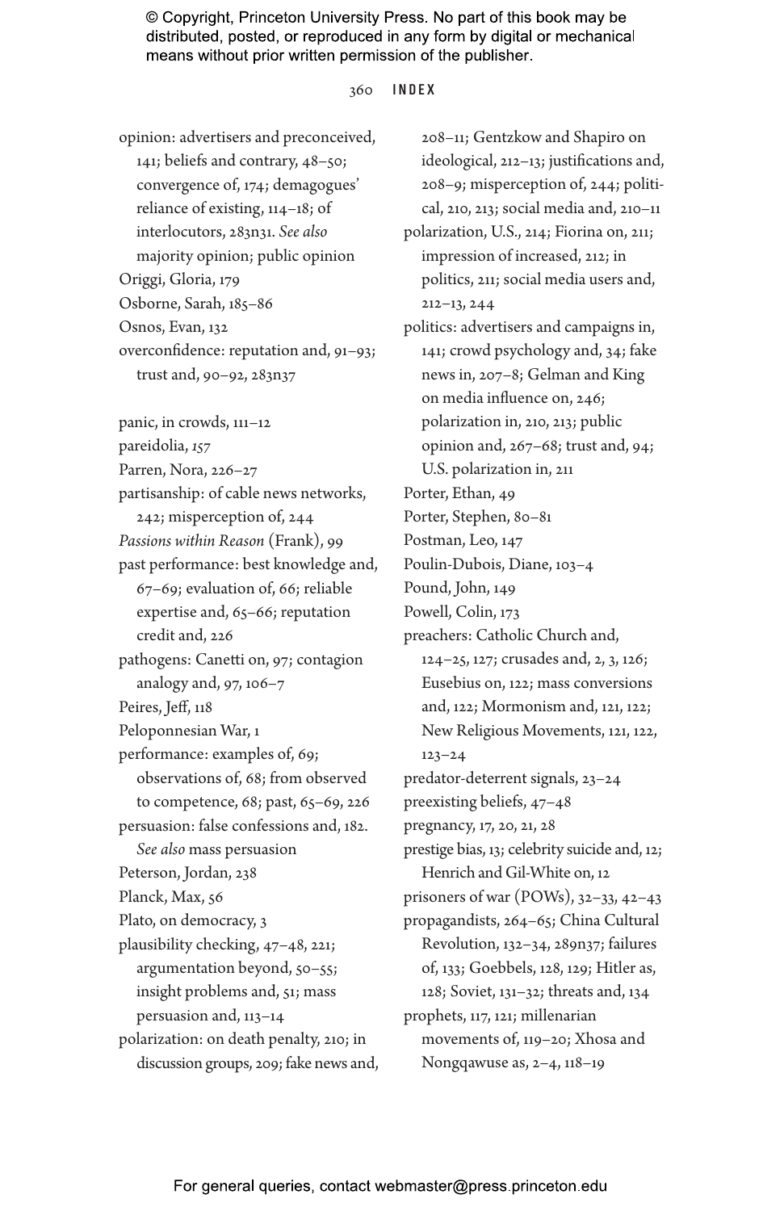opinion: advertisers and preconceived, 141; beliefs and contrary, 48–50; convergence of, 174; demagogues' reliance of existing, 114–18; of interlocutors, 283n31. *See also* majority opinion; public opinion

Origgi, Gloria, 179

Osborne, Sarah, 185–86

Osnos, Evan, 132

overconfidence: reputation and, 91–93; trust and, 90–92, 283n37

panic, in crowds, 111–12

pareidolia, 157

Parren, Nora, 226–27

partisanship: of cable news networks, 242; misperception of, 244

*Passions within Reason* (Frank), 99

past performance: best knowledge and, 67–69; evaluation of, 66; reliable expertise and, 65–66; reputation credit and, 226

pathogens: Canetti on, 97; contagion analogy and, 97, 106–7

Peires, Jeff, 118

Peloponnesian War, 1

performance: examples of, 69; observations of, 68; from observed to competence, 68; past, 65–69, 226

persuasion: false confessions and, 182. *See also* mass persuasion

Peterson, Jordan, 238

Planck, Max, 56

Plato, on democracy, 3

plausibility checking, 47–48, 221; argumentation beyond, 50–55; insight problems and, 51; mass persuasion and, 113–14

polarization: on death penalty, 210; in discussion groups, 209; fake news and, 208–11; Gentzkow and Shapiro on ideological, 212–13; justifications and, 208–9; misperception of, 244; political, 210, 213; social media and, 210–11

polarization, U.S., 214; Fiorina on, 211; impression of increased, 212; in politics, 211; social media users and, 212–13, 244

politics: advertisers and campaigns in, 141; crowd psychology and, 34; fake news in, 207–8; Gelman and King on media influence on, 246; polarization in, 210, 213; public opinion and, 267–68; trust and, 94; U.S. polarization in, 211

Porter, Ethan, 49

Porter, Stephen, 80–81

Postman, Leo, 147

Poulin-Dubois, Diane, 103–4

Pound, John, 149

Powell, Colin, 173

preachers: Catholic Church and, 124–25, 127; crusades and, 2, 3, 126; Eusebius on, 122; mass conversions and, 122; Mormonism and, 121, 122; New Religious Movements, 121, 122, 123–24

predator-deterrent signals, 23–24

preexisting beliefs, 47–48

pregnancy, 17, 20, 21, 28

prestige bias, 13; celebrity suicide and, 12; Henrich and Gil-White on, 12

prisoners of war (POWs), 32–33, 42–43

propagandists, 264–65; China Cultural Revolution, 132–34, 289n37; failures of, 133; Goebbels, 128, 129; Hitler as, 128; Soviet, 131–32; threats and, 134

prophets, 117, 121; millenarian movements of, 119–20; Xhosa and Nongqawuse as, 2–4, 118–19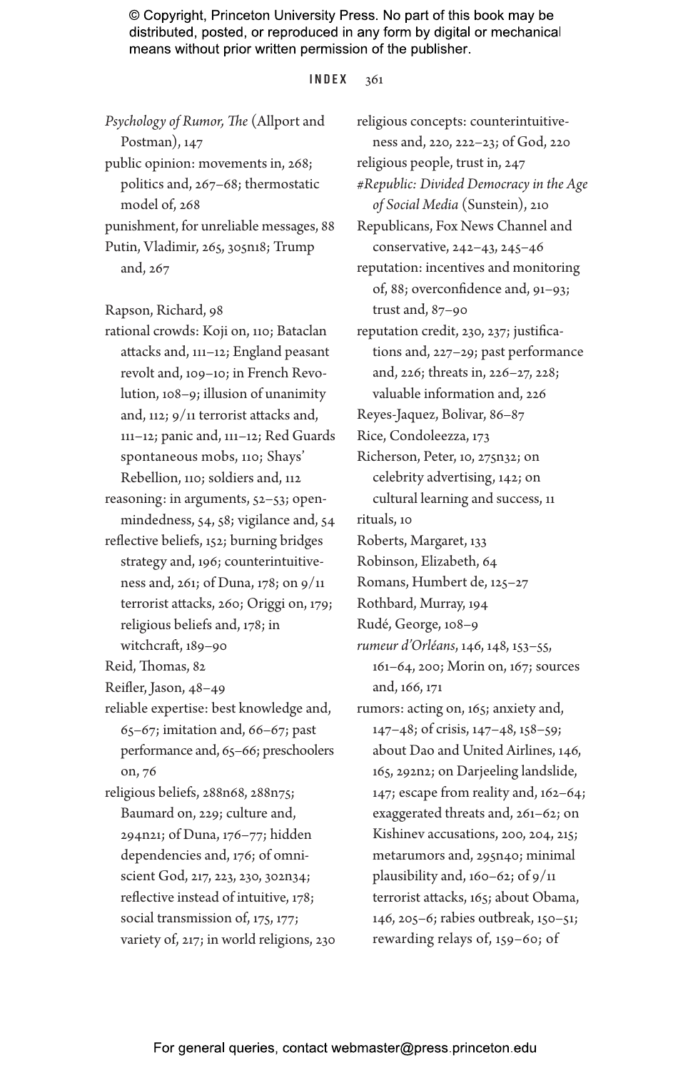*Psychology of Rumor, The* (Allport and Postman), 147
public opinion: movements in, 268; politics and, 267–68; thermostatic model of, 268
punishment, for unreliable messages, 88
Putin, Vladimir, 265, 305n18; Trump and, 267

Rapson, Richard, 98
rational crowds: Koji on, 110; Bataclan attacks and, 111–12; England peasant revolt and, 109–10; in French Revolution, 108–9; illusion of unanimity and, 112; 9/11 terrorist attacks and, 111–12; panic and, 111–12; Red Guards spontaneous mobs, 110; Shays' Rebellion, 110; soldiers and, 112
reasoning: in arguments, 52–53; open-mindedness, 54, 58; vigilance and, 54
reflective beliefs, 152; burning bridges strategy and, 196; counterintuitiveness and, 261; of Duna, 178; on 9/11 terrorist attacks, 260; Origgi on, 179; religious beliefs and, 178; in witchcraft, 189–90
Reid, Thomas, 82
Reifler, Jason, 48–49
reliable expertise: best knowledge and, 65–67; imitation and, 66–67; past performance and, 65–66; preschoolers on, 76
religious beliefs, 288n68, 288n75; Baumard on, 229; culture and, 294n21; of Duna, 176–77; hidden dependencies and, 176; of omniscient God, 217, 223, 230, 302n34; reflective instead of intuitive, 178; social transmission of, 175, 177; variety of, 217; in world religions, 230
religious concepts: counterintuitiveness and, 220, 222–23; of God, 220
religious people, trust in, 247
*#Republic: Divided Democracy in the Age of Social Media* (Sunstein), 210
Republicans, Fox News Channel and conservative, 242–43, 245–46
reputation: incentives and monitoring of, 88; overconfidence and, 91–93; trust and, 87–90
reputation credit, 230, 237; justifications and, 227–29; past performance and, 226; threats in, 226–27, 228; valuable information and, 226
Reyes-Jaquez, Bolivar, 86–87
Rice, Condoleezza, 173
Richerson, Peter, 10, 275n32; on celebrity advertising, 142; on cultural learning and success, 11
rituals, 10
Roberts, Margaret, 133
Robinson, Elizabeth, 64
Romans, Humbert de, 125–27
Rothbard, Murray, 194
Rudé, George, 108–9
*rumeur d'Orléans*, 146, 148, 153–55, 161–64, 200; Morin on, 167; sources and, 166, 171
rumors: acting on, 165; anxiety and, 147–48; of crisis, 147–48, 158–59; about Dao and United Airlines, 146, 165, 292n2; on Darjeeling landslide, 147; escape from reality and, 162–64; exaggerated threats and, 261–62; on Kishinev accusations, 200, 204, 215; metarumors and, 295n40; minimal plausibility and, 160–62; of 9/11 terrorist attacks, 165; about Obama, 146, 205–6; rabies outbreak, 150–51; rewarding relays of, 159–60; of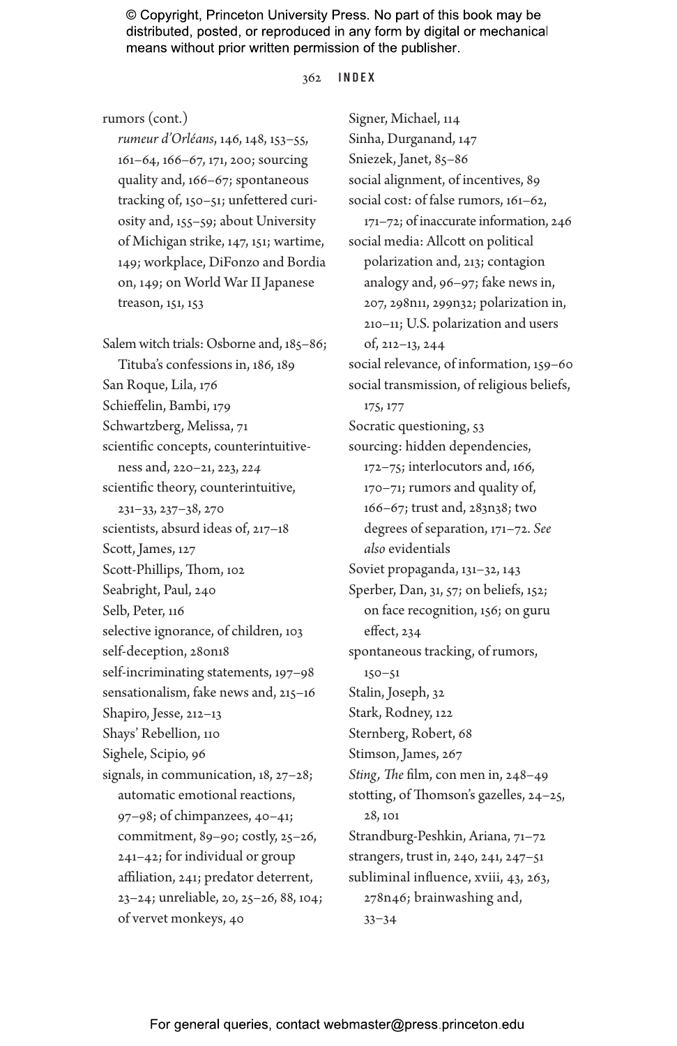rumors (cont.)
  *rumeur d'Orléans*, 146, 148, 153–55, 161–64, 166–67, 171, 200; sourcing quality and, 166–67; spontaneous tracking of, 150–51; unfettered curiosity and, 155–59; about University of Michigan strike, 147, 151; wartime, 149; workplace, DiFonzo and Bordia on, 149; on World War II Japanese treason, 151, 153

Salem witch trials: Osborne and, 185–86; Tituba's confessions in, 186, 189
San Roque, Lila, 176
Schieffelin, Bambi, 179
Schwartzberg, Melissa, 71
scientific concepts, counterintuitiveness and, 220–21, 223, 224
scientific theory, counterintuitive, 231–33, 237–38, 270
scientists, absurd ideas of, 217–18
Scott, James, 127
Scott-Phillips, Thom, 102
Seabright, Paul, 240
Selb, Peter, 116
selective ignorance, of children, 103
self-deception, 280n18
self-incriminating statements, 197–98
sensationalism, fake news and, 215–16
Shapiro, Jesse, 212–13
Shays' Rebellion, 110
Sighele, Scipio, 96
signals, in communication, 18, 27–28; automatic emotional reactions, 97–98; of chimpanzees, 40–41; commitment, 89–90; costly, 25–26, 241–42; for individual or group affiliation, 241; predator deterrent, 23–24; unreliable, 20, 25–26, 88, 104; of vervet monkeys, 40
Signer, Michael, 114
Sinha, Durganand, 147
Sniezek, Janet, 85–86
social alignment, of incentives, 89
social cost: of false rumors, 161–62, 171–72; of inaccurate information, 246
social media: Allcott on political polarization and, 213; contagion analogy and, 96–97; fake news in, 207, 298n11, 299n32; polarization in, 210–11; U.S. polarization and users of, 212–13, 244
social relevance, of information, 159–60
social transmission, of religious beliefs, 175, 177
Socratic questioning, 53
sourcing: hidden dependencies, 172–75; interlocutors and, 166, 170–71; rumors and quality of, 166–67; trust and, 283n38; two degrees of separation, 171–72. *See also* evidentials
Soviet propaganda, 131–32, 143
Sperber, Dan, 31, 57; on beliefs, 152; on face recognition, 156; on guru effect, 234
spontaneous tracking, of rumors, 150–51
Stalin, Joseph, 32
Stark, Rodney, 122
Sternberg, Robert, 68
Stimson, James, 267
*Sting, The* film, con men in, 248–49
stotting, of Thomson's gazelles, 24–25, 28, 101
Strandburg-Peshkin, Ariana, 71–72
strangers, trust in, 240, 241, 247–51
subliminal influence, xviii, 43, 263, 278n46; brainwashing and, 33–34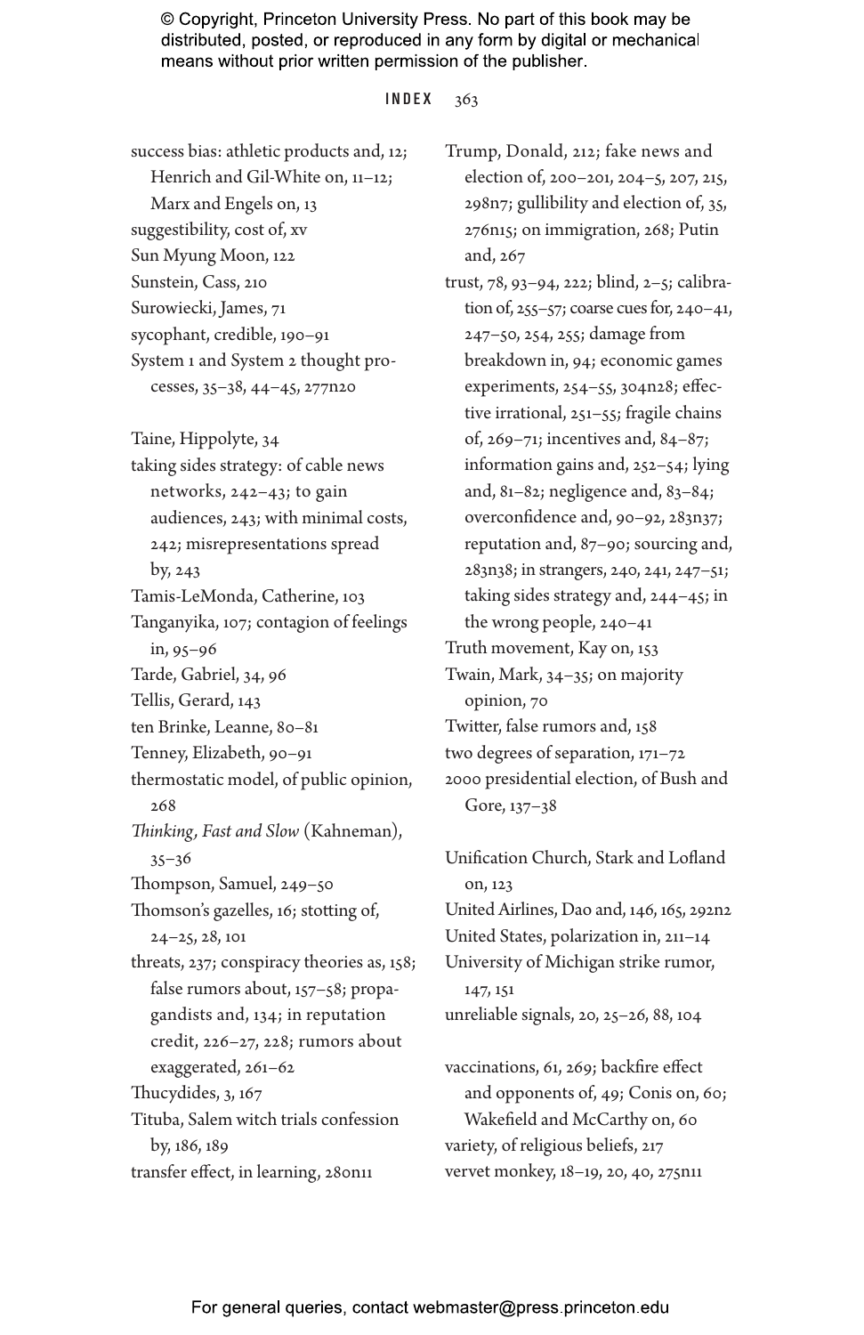success bias: athletic products and, 12; Henrich and Gil-White on, 11–12; Marx and Engels on, 13
suggestibility, cost of, xv
Sun Myung Moon, 122
Sunstein, Cass, 210
Surowiecki, James, 71
sycophant, credible, 190–91
System 1 and System 2 thought processes, 35–38, 44–45, 277n20

Taine, Hippolyte, 34
taking sides strategy: of cable news networks, 242–43; to gain audiences, 243; with minimal costs, 242; misrepresentations spread by, 243
Tamis-LeMonda, Catherine, 103
Tanganyika, 107; contagion of feelings in, 95–96
Tarde, Gabriel, 34, 96
Tellis, Gerard, 143
ten Brinke, Leanne, 80–81
Tenney, Elizabeth, 90–91
thermostatic model, of public opinion, 268
*Thinking, Fast and Slow* (Kahneman), 35–36
Thompson, Samuel, 249–50
Thomson's gazelles, 16; stotting of, 24–25, 28, 101
threats, 237; conspiracy theories as, 158; false rumors about, 157–58; propagandists and, 134; in reputation credit, 226–27, 228; rumors about exaggerated, 261–62
Thucydides, 3, 167
Tituba, Salem witch trials confession by, 186, 189
transfer effect, in learning, 280n11

Trump, Donald, 212; fake news and election of, 200–201, 204–5, 207, 215, 298n7; gullibility and election of, 35, 276n15; on immigration, 268; Putin and, 267
trust, 78, 93–94, 222; blind, 2–5; calibration of, 255–57; coarse cues for, 240–41, 247–50, 254, 255; damage from breakdown in, 94; economic games experiments, 254–55, 304n28; effective irrational, 251–55; fragile chains of, 269–71; incentives and, 84–87; information gains and, 252–54; lying and, 81–82; negligence and, 83–84; overconfidence and, 90–92, 283n37; reputation and, 87–90; sourcing and, 283n38; in strangers, 240, 241, 247–51; taking sides strategy and, 244–45; in the wrong people, 240–41
Truth movement, Kay on, 153
Twain, Mark, 34–35; on majority opinion, 70
Twitter, false rumors and, 158
two degrees of separation, 171–72
2000 presidential election, of Bush and Gore, 137–38

Unification Church, Stark and Lofland on, 123
United Airlines, Dao and, 146, 165, 292n2
United States, polarization in, 211–14
University of Michigan strike rumor, 147, 151
unreliable signals, 20, 25–26, 88, 104

vaccinations, 61, 269; backfire effect and opponents of, 49; Conis on, 60; Wakefield and McCarthy on, 60
variety, of religious beliefs, 217
vervet monkey, 18–19, 20, 40, 275n11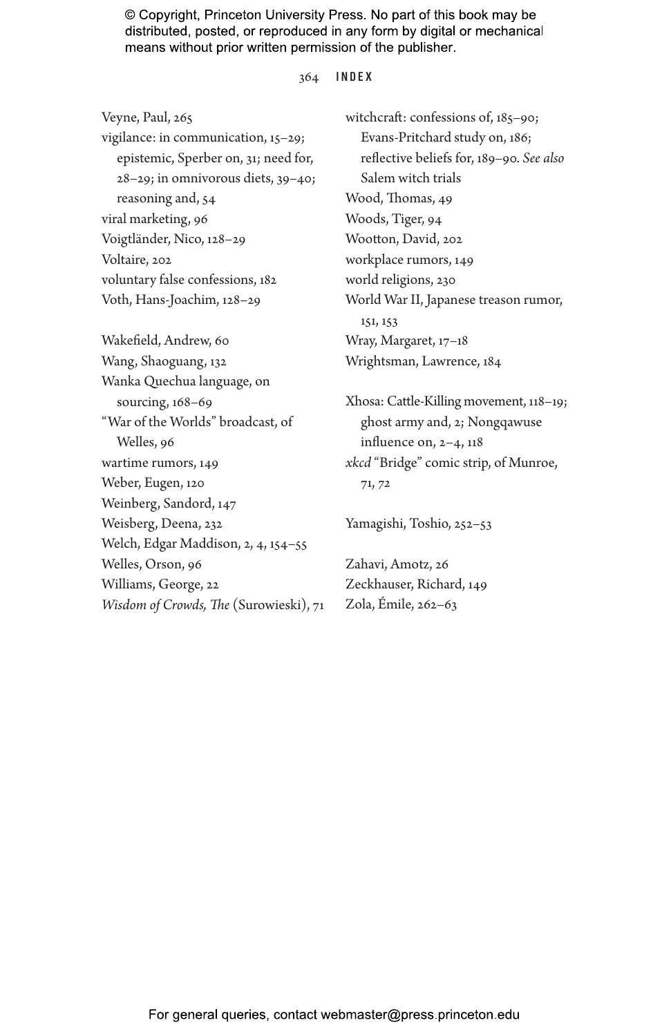Veyne, Paul, 265
vigilance: in communication, 15–29; epistemic, Sperber on, 31; need for, 28–29; in omnivorous diets, 39–40; reasoning and, 54
viral marketing, 96
Voigtländer, Nico, 128–29
Voltaire, 202
voluntary false confessions, 182
Voth, Hans-Joachim, 128–29

Wakefield, Andrew, 60
Wang, Shaoguang, 132
Wanka Quechua language, on sourcing, 168–69
"War of the Worlds" broadcast, of Welles, 96
wartime rumors, 149
Weber, Eugen, 120
Weinberg, Sandord, 147
Weisberg, Deena, 232
Welch, Edgar Maddison, 2, 4, 154–55
Welles, Orson, 96
Williams, George, 22
*Wisdom of Crowds, The* (Surowieski), 71
witchcraft: confessions of, 185–90; Evans-Pritchard study on, 186; reflective beliefs for, 189–90. *See also* Salem witch trials
Wood, Thomas, 49
Woods, Tiger, 94
Wootton, David, 202
workplace rumors, 149
world religions, 230
World War II, Japanese treason rumor, 151, 153
Wray, Margaret, 17–18
Wrightsman, Lawrence, 184

Xhosa: Cattle-Killing movement, 118–19; ghost army and, 2; Nongqawuse influence on, 2–4, 118
*xkcd* "Bridge" comic strip, of Munroe, 71, 72

Yamagishi, Toshio, 252–53

Zahavi, Amotz, 26
Zeckhauser, Richard, 149
Zola, Émile, 262–63